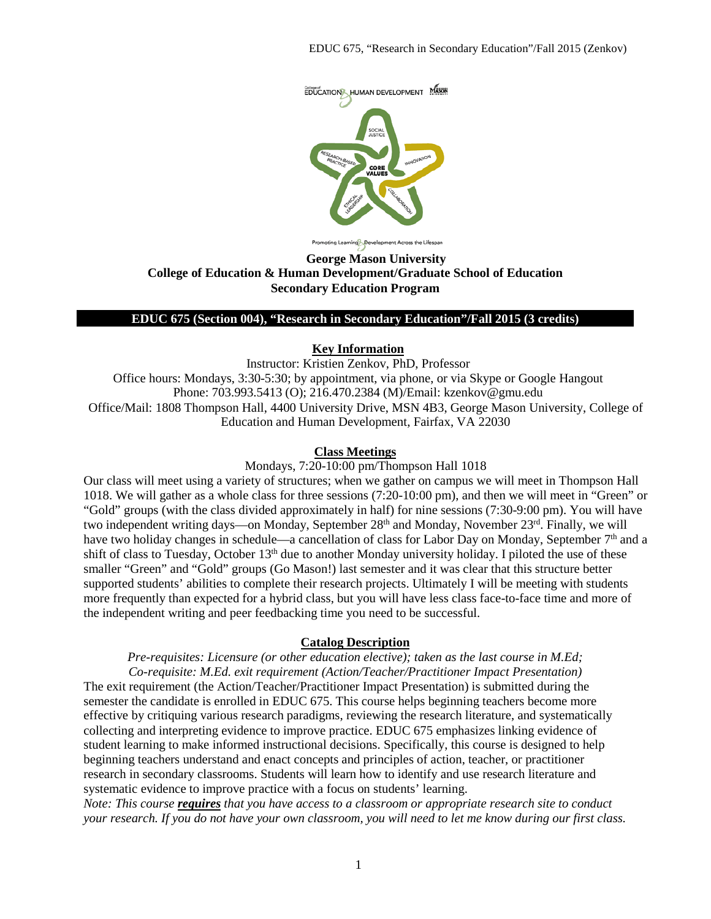**George Mason University**
**College of Education & Human Development/Graduate School of Education**
**Secondary Education Program**

## EDUC 675 (Section 004), "Research in Secondary Education"/Fall 2015 (3 credits)

### Key Information

Instructor: Kristien Zenkov, PhD, Professor
Office hours: Mondays, 3:30-5:30; by appointment, via phone, or via Skype or Google Hangout
Phone: 703.993.5413 (O); 216.470.2384 (M)/Email: kzenkov@gmu.edu
Office/Mail: 1808 Thompson Hall, 4400 University Drive, MSN 4B3, George Mason University, College of Education and Human Development, Fairfax, VA 22030

### Class Meetings

Mondays, 7:20-10:00 pm/Thompson Hall 1018

Our class will meet using a variety of structures; when we gather on campus we will meet in Thompson Hall 1018. We will gather as a whole class for three sessions (7:20-10:00 pm), and then we will meet in "Green" or "Gold" groups (with the class divided approximately in half) for nine sessions (7:30-9:00 pm). You will have two independent writing days—on Monday, September 28th and Monday, November 23rd. Finally, we will have two holiday changes in schedule—a cancellation of class for Labor Day on Monday, September 7th and a shift of class to Tuesday, October 13th due to another Monday university holiday. I piloted the use of these smaller "Green" and "Gold" groups (Go Mason!) last semester and it was clear that this structure better supported students' abilities to complete their research projects. Ultimately I will be meeting with students more frequently than expected for a hybrid class, but you will have less class face-to-face time and more of the independent writing and peer feedbacking time you need to be successful.

### Catalog Description

*Pre-requisites: Licensure (or other education elective); taken as the last course in M.Ed;*
*Co-requisite: M.Ed. exit requirement (Action/Teacher/Practitioner Impact Presentation)*

The exit requirement (the Action/Teacher/Practitioner Impact Presentation) is submitted during the semester the candidate is enrolled in EDUC 675. This course helps beginning teachers become more effective by critiquing various research paradigms, reviewing the research literature, and systematically collecting and interpreting evidence to improve practice. EDUC 675 emphasizes linking evidence of student learning to make informed instructional decisions. Specifically, this course is designed to help beginning teachers understand and enact concepts and principles of action, teacher, or practitioner research in secondary classrooms. Students will learn how to identify and use research literature and systematic evidence to improve practice with a focus on students' learning.

*Note: This course **requires** that you have access to a classroom or appropriate research site to conduct your research. If you do not have your own classroom, you will need to let me know during our first class.*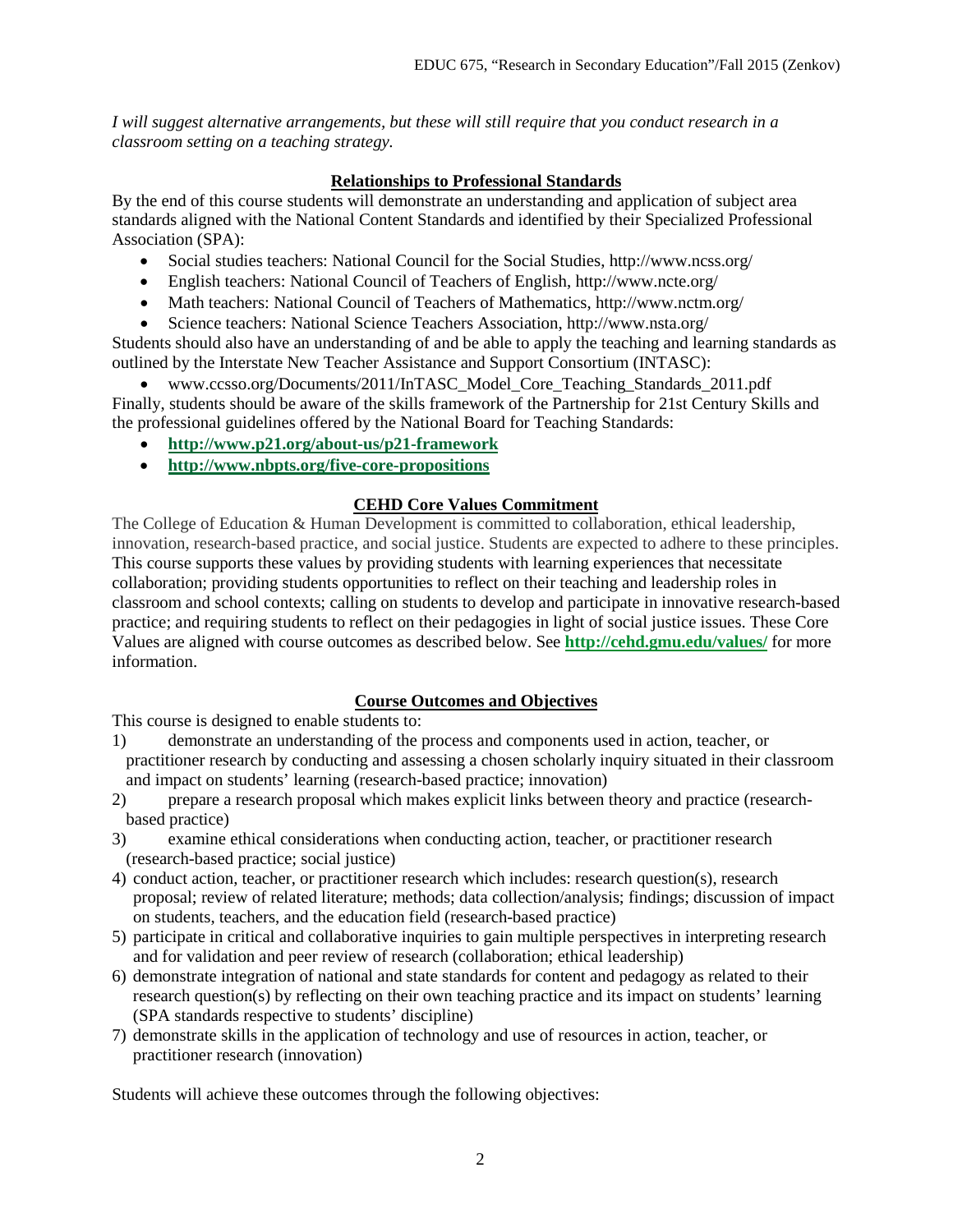*I will suggest alternative arrangements, but these will still require that you conduct research in a classroom setting on a teaching strategy.*

## Relationships to Professional Standards

By the end of this course students will demonstrate an understanding and application of subject area standards aligned with the National Content Standards and identified by their Specialized Professional Association (SPA):

- Social studies teachers: National Council for the Social Studies, http://www.ncss.org/
- English teachers: National Council of Teachers of English, http://www.ncte.org/
- Math teachers: National Council of Teachers of Mathematics, http://www.nctm.org/
- Science teachers: National Science Teachers Association, http://www.nsta.org/

Students should also have an understanding of and be able to apply the teaching and learning standards as outlined by the Interstate New Teacher Assistance and Support Consortium (INTASC):

- www.ccsso.org/Documents/2011/InTASC_Model_Core_Teaching_Standards_2011.pdf

Finally, students should be aware of the skills framework of the Partnership for 21st Century Skills and the professional guidelines offered by the National Board for Teaching Standards:

- **http://www.p21.org/about-us/p21-framework**
- **http://www.nbpts.org/five-core-propositions**

## CEHD Core Values Commitment

The College of Education & Human Development is committed to collaboration, ethical leadership, innovation, research-based practice, and social justice. Students are expected to adhere to these principles. This course supports these values by providing students with learning experiences that necessitate collaboration; providing students opportunities to reflect on their teaching and leadership roles in classroom and school contexts; calling on students to develop and participate in innovative research-based practice; and requiring students to reflect on their pedagogies in light of social justice issues. These Core Values are aligned with course outcomes as described below. See **http://cehd.gmu.edu/values/** for more information.

## Course Outcomes and Objectives

This course is designed to enable students to:

1) demonstrate an understanding of the process and components used in action, teacher, or practitioner research by conducting and assessing a chosen scholarly inquiry situated in their classroom and impact on students' learning (research-based practice; innovation)
2) prepare a research proposal which makes explicit links between theory and practice (research-based practice)
3) examine ethical considerations when conducting action, teacher, or practitioner research (research-based practice; social justice)
4) conduct action, teacher, or practitioner research which includes: research question(s), research proposal; review of related literature; methods; data collection/analysis; findings; discussion of impact on students, teachers, and the education field (research-based practice)
5) participate in critical and collaborative inquiries to gain multiple perspectives in interpreting research and for validation and peer review of research (collaboration; ethical leadership)
6) demonstrate integration of national and state standards for content and pedagogy as related to their research question(s) by reflecting on their own teaching practice and its impact on students' learning (SPA standards respective to students' discipline)
7) demonstrate skills in the application of technology and use of resources in action, teacher, or practitioner research (innovation)

Students will achieve these outcomes through the following objectives: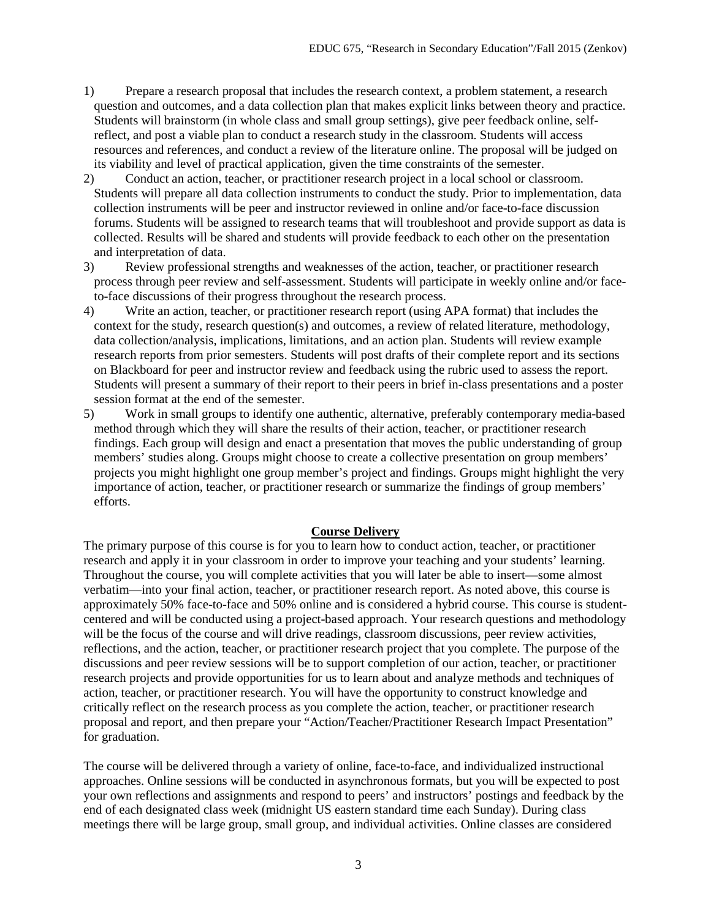1) Prepare a research proposal that includes the research context, a problem statement, a research question and outcomes, and a data collection plan that makes explicit links between theory and practice. Students will brainstorm (in whole class and small group settings), give peer feedback online, self-reflect, and post a viable plan to conduct a research study in the classroom. Students will access resources and references, and conduct a review of the literature online. The proposal will be judged on its viability and level of practical application, given the time constraints of the semester.
2) Conduct an action, teacher, or practitioner research project in a local school or classroom. Students will prepare all data collection instruments to conduct the study. Prior to implementation, data collection instruments will be peer and instructor reviewed in online and/or face-to-face discussion forums. Students will be assigned to research teams that will troubleshoot and provide support as data is collected. Results will be shared and students will provide feedback to each other on the presentation and interpretation of data.
3) Review professional strengths and weaknesses of the action, teacher, or practitioner research process through peer review and self-assessment. Students will participate in weekly online and/or face-to-face discussions of their progress throughout the research process.
4) Write an action, teacher, or practitioner research report (using APA format) that includes the context for the study, research question(s) and outcomes, a review of related literature, methodology, data collection/analysis, implications, limitations, and an action plan. Students will review example research reports from prior semesters. Students will post drafts of their complete report and its sections on Blackboard for peer and instructor review and feedback using the rubric used to assess the report. Students will present a summary of their report to their peers in brief in-class presentations and a poster session format at the end of the semester.
5) Work in small groups to identify one authentic, alternative, preferably contemporary media-based method through which they will share the results of their action, teacher, or practitioner research findings. Each group will design and enact a presentation that moves the public understanding of group members' studies along. Groups might choose to create a collective presentation on group members' projects you might highlight one group member's project and findings. Groups might highlight the very importance of action, teacher, or practitioner research or summarize the findings of group members' efforts.

## Course Delivery

The primary purpose of this course is for you to learn how to conduct action, teacher, or practitioner research and apply it in your classroom in order to improve your teaching and your students' learning. Throughout the course, you will complete activities that you will later be able to insert—some almost verbatim—into your final action, teacher, or practitioner research report. As noted above, this course is approximately 50% face-to-face and 50% online and is considered a hybrid course. This course is student-centered and will be conducted using a project-based approach. Your research questions and methodology will be the focus of the course and will drive readings, classroom discussions, peer review activities, reflections, and the action, teacher, or practitioner research project that you complete. The purpose of the discussions and peer review sessions will be to support completion of our action, teacher, or practitioner research projects and provide opportunities for us to learn about and analyze methods and techniques of action, teacher, or practitioner research. You will have the opportunity to construct knowledge and critically reflect on the research process as you complete the action, teacher, or practitioner research proposal and report, and then prepare your "Action/Teacher/Practitioner Research Impact Presentation" for graduation.

The course will be delivered through a variety of online, face-to-face, and individualized instructional approaches. Online sessions will be conducted in asynchronous formats, but you will be expected to post your own reflections and assignments and respond to peers' and instructors' postings and feedback by the end of each designated class week (midnight US eastern standard time each Sunday). During class meetings there will be large group, small group, and individual activities. Online classes are considered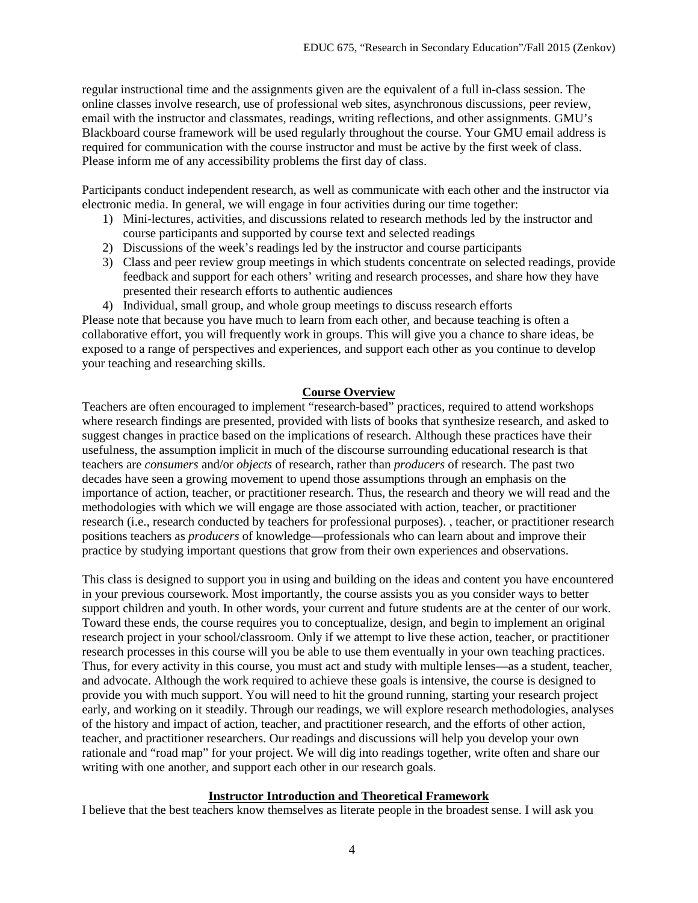regular instructional time and the assignments given are the equivalent of a full in-class session. The online classes involve research, use of professional web sites, asynchronous discussions, peer review, email with the instructor and classmates, readings, writing reflections, and other assignments. GMU's Blackboard course framework will be used regularly throughout the course. Your GMU email address is required for communication with the course instructor and must be active by the first week of class. Please inform me of any accessibility problems the first day of class.

Participants conduct independent research, as well as communicate with each other and the instructor via electronic media. In general, we will engage in four activities during our time together:

1) Mini-lectures, activities, and discussions related to research methods led by the instructor and course participants and supported by course text and selected readings
2) Discussions of the week's readings led by the instructor and course participants
3) Class and peer review group meetings in which students concentrate on selected readings, provide feedback and support for each others' writing and research processes, and share how they have presented their research efforts to authentic audiences
4) Individual, small group, and whole group meetings to discuss research efforts

Please note that because you have much to learn from each other, and because teaching is often a collaborative effort, you will frequently work in groups. This will give you a chance to share ideas, be exposed to a range of perspectives and experiences, and support each other as you continue to develop your teaching and researching skills.

## Course Overview

Teachers are often encouraged to implement "research-based" practices, required to attend workshops where research findings are presented, provided with lists of books that synthesize research, and asked to suggest changes in practice based on the implications of research. Although these practices have their usefulness, the assumption implicit in much of the discourse surrounding educational research is that teachers are *consumers* and/or *objects* of research, rather than *producers* of research. The past two decades have seen a growing movement to upend those assumptions through an emphasis on the importance of action, teacher, or practitioner research. Thus, the research and theory we will read and the methodologies with which we will engage are those associated with action, teacher, or practitioner research (i.e., research conducted by teachers for professional purposes). , teacher, or practitioner research positions teachers as *producers* of knowledge—professionals who can learn about and improve their practice by studying important questions that grow from their own experiences and observations.

This class is designed to support you in using and building on the ideas and content you have encountered in your previous coursework. Most importantly, the course assists you as you consider ways to better support children and youth. In other words, your current and future students are at the center of our work. Toward these ends, the course requires you to conceptualize, design, and begin to implement an original research project in your school/classroom. Only if we attempt to live these action, teacher, or practitioner research processes in this course will you be able to use them eventually in your own teaching practices. Thus, for every activity in this course, you must act and study with multiple lenses—as a student, teacher, and advocate. Although the work required to achieve these goals is intensive, the course is designed to provide you with much support. You will need to hit the ground running, starting your research project early, and working on it steadily. Through our readings, we will explore research methodologies, analyses of the history and impact of action, teacher, and practitioner research, and the efforts of other action, teacher, and practitioner researchers. Our readings and discussions will help you develop your own rationale and "road map" for your project. We will dig into readings together, write often and share our writing with one another, and support each other in our research goals.

## Instructor Introduction and Theoretical Framework

I believe that the best teachers know themselves as literate people in the broadest sense. I will ask you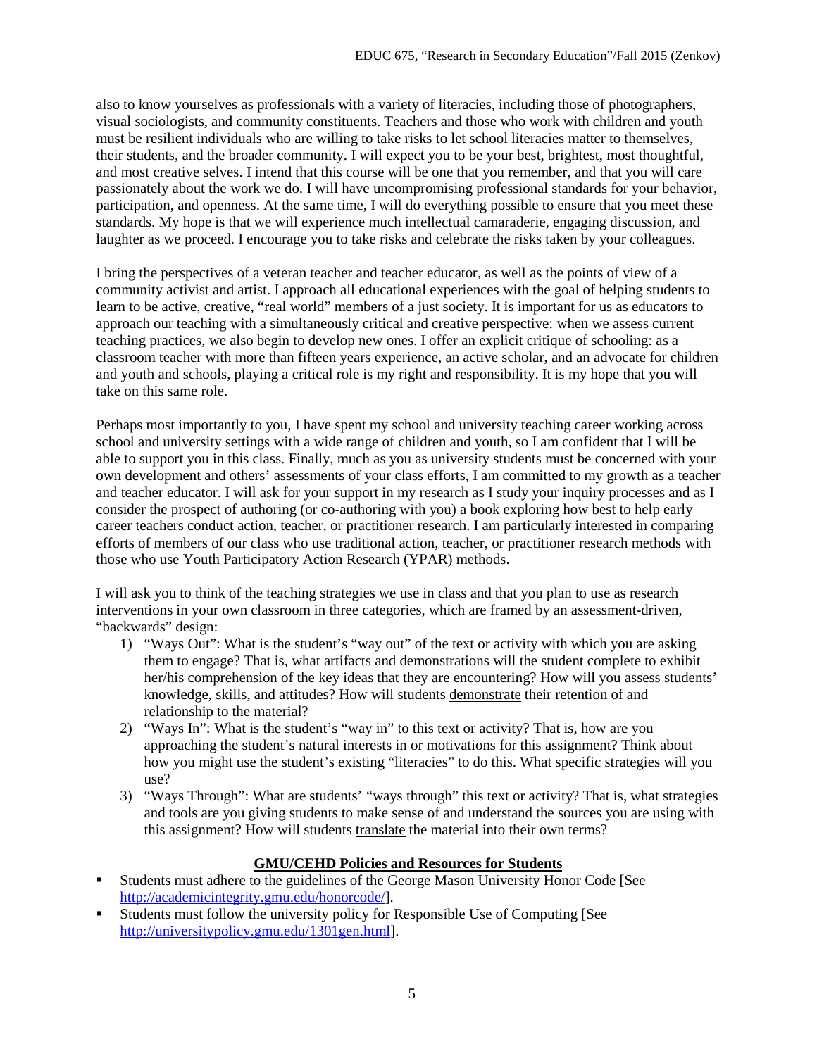also to know yourselves as professionals with a variety of literacies, including those of photographers, visual sociologists, and community constituents. Teachers and those who work with children and youth must be resilient individuals who are willing to take risks to let school literacies matter to themselves, their students, and the broader community. I will expect you to be your best, brightest, most thoughtful, and most creative selves. I intend that this course will be one that you remember, and that you will care passionately about the work we do. I will have uncompromising professional standards for your behavior, participation, and openness. At the same time, I will do everything possible to ensure that you meet these standards. My hope is that we will experience much intellectual camaraderie, engaging discussion, and laughter as we proceed. I encourage you to take risks and celebrate the risks taken by your colleagues.

I bring the perspectives of a veteran teacher and teacher educator, as well as the points of view of a community activist and artist. I approach all educational experiences with the goal of helping students to learn to be active, creative, "real world" members of a just society. It is important for us as educators to approach our teaching with a simultaneously critical and creative perspective: when we assess current teaching practices, we also begin to develop new ones. I offer an explicit critique of schooling: as a classroom teacher with more than fifteen years experience, an active scholar, and an advocate for children and youth and schools, playing a critical role is my right and responsibility. It is my hope that you will take on this same role.

Perhaps most importantly to you, I have spent my school and university teaching career working across school and university settings with a wide range of children and youth, so I am confident that I will be able to support you in this class. Finally, much as you as university students must be concerned with your own development and others' assessments of your class efforts, I am committed to my growth as a teacher and teacher educator. I will ask for your support in my research as I study your inquiry processes and as I consider the prospect of authoring (or co-authoring with you) a book exploring how best to help early career teachers conduct action, teacher, or practitioner research. I am particularly interested in comparing efforts of members of our class who use traditional action, teacher, or practitioner research methods with those who use Youth Participatory Action Research (YPAR) methods.

I will ask you to think of the teaching strategies we use in class and that you plan to use as research interventions in your own classroom in three categories, which are framed by an assessment-driven, "backwards" design:

1) "Ways Out": What is the student's "way out" of the text or activity with which you are asking them to engage? That is, what artifacts and demonstrations will the student complete to exhibit her/his comprehension of the key ideas that they are encountering? How will you assess students' knowledge, skills, and attitudes? How will students <u>demonstrate</u> their retention of and relationship to the material?
2) "Ways In": What is the student's "way in" to this text or activity? That is, how are you approaching the student's natural interests in or motivations for this assignment? Think about how you might use the student's existing "literacies" to do this. What specific strategies will you use?
3) "Ways Through": What are students' "ways through" this text or activity? That is, what strategies and tools are you giving students to make sense of and understand the sources you are using with this assignment? How will students <u>translate</u> the material into their own terms?

## GMU/CEHD Policies and Resources for Students

- Students must adhere to the guidelines of the George Mason University Honor Code [See http://academicintegrity.gmu.edu/honorcode/].
- Students must follow the university policy for Responsible Use of Computing [See http://universitypolicy.gmu.edu/1301gen.html].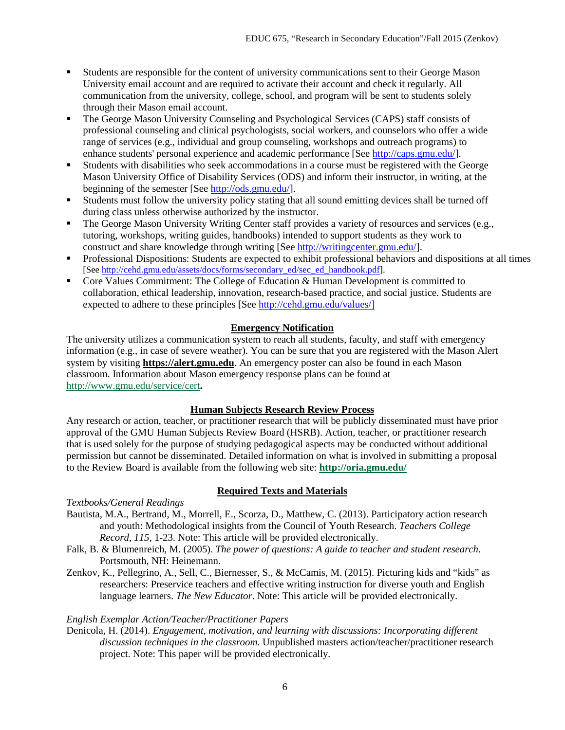- Students are responsible for the content of university communications sent to their George Mason University email account and are required to activate their account and check it regularly. All communication from the university, college, school, and program will be sent to students solely through their Mason email account.
- The George Mason University Counseling and Psychological Services (CAPS) staff consists of professional counseling and clinical psychologists, social workers, and counselors who offer a wide range of services (e.g., individual and group counseling, workshops and outreach programs) to enhance students' personal experience and academic performance [See http://caps.gmu.edu/].
- Students with disabilities who seek accommodations in a course must be registered with the George Mason University Office of Disability Services (ODS) and inform their instructor, in writing, at the beginning of the semester [See http://ods.gmu.edu/].
- Students must follow the university policy stating that all sound emitting devices shall be turned off during class unless otherwise authorized by the instructor.
- The George Mason University Writing Center staff provides a variety of resources and services (e.g., tutoring, workshops, writing guides, handbooks) intended to support students as they work to construct and share knowledge through writing [See http://writingcenter.gmu.edu/].
- Professional Dispositions: Students are expected to exhibit professional behaviors and dispositions at all times [See http://cehd.gmu.edu/assets/docs/forms/secondary_ed/sec_ed_handbook.pdf].
- Core Values Commitment: The College of Education & Human Development is committed to collaboration, ethical leadership, innovation, research-based practice, and social justice. Students are expected to adhere to these principles [See http://cehd.gmu.edu/values/]

## Emergency Notification

The university utilizes a communication system to reach all students, faculty, and staff with emergency information (e.g., in case of severe weather). You can be sure that you are registered with the Mason Alert system by visiting **https://alert.gmu.edu**. An emergency poster can also be found in each Mason classroom. Information about Mason emergency response plans can be found at http://www.gmu.edu/service/cert**.**

## Human Subjects Research Review Process

Any research or action, teacher, or practitioner research that will be publicly disseminated must have prior approval of the GMU Human Subjects Review Board (HSRB). Action, teacher, or practitioner research that is used solely for the purpose of studying pedagogical aspects may be conducted without additional permission but cannot be disseminated. Detailed information on what is involved in submitting a proposal to the Review Board is available from the following web site: **http://oria.gmu.edu/**

## Required Texts and Materials

*Textbooks/General Readings*

Bautista, M.A., Bertrand, M., Morrell, E., Scorza, D., Matthew, C. (2013). Participatory action research and youth: Methodological insights from the Council of Youth Research. *Teachers College Record, 115,* 1-23. Note: This article will be provided electronically.

Falk, B. & Blumenreich, M. (2005). *The power of questions: A guide to teacher and student research*. Portsmouth, NH: Heinemann.

Zenkov, K., Pellegrino, A., Sell, C., Biernesser, S., & McCamis, M. (2015). Picturing kids and "kids" as researchers: Preservice teachers and effective writing instruction for diverse youth and English language learners. *The New Educator.* Note: This article will be provided electronically.

*English Exemplar Action/Teacher/Practitioner Papers*

Denicola, H. (2014). *Engagement, motivation, and learning with discussions: Incorporating different discussion techniques in the classroom.* Unpublished masters action/teacher/practitioner research project. Note: This paper will be provided electronically.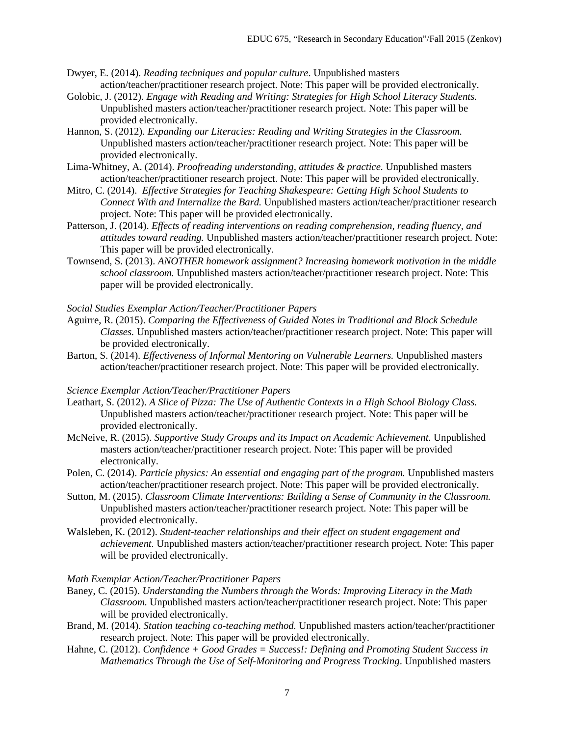Dwyer, E. (2014). *Reading techniques and popular culture*. Unpublished masters action/teacher/practitioner research project. Note: This paper will be provided electronically.

Golobic, J. (2012). *Engage with Reading and Writing: Strategies for High School Literacy Students.* Unpublished masters action/teacher/practitioner research project. Note: This paper will be provided electronically.

Hannon, S. (2012). *Expanding our Literacies: Reading and Writing Strategies in the Classroom.* Unpublished masters action/teacher/practitioner research project. Note: This paper will be provided electronically.

Lima-Whitney, A. (2014). *Proofreading understanding, attitudes & practice.* Unpublished masters action/teacher/practitioner research project. Note: This paper will be provided electronically.

Mitro, C. (2014). *Effective Strategies for Teaching Shakespeare: Getting High School Students to Connect With and Internalize the Bard.* Unpublished masters action/teacher/practitioner research project. Note: This paper will be provided electronically.

Patterson, J. (2014). *Effects of reading interventions on reading comprehension, reading fluency, and attitudes toward reading.* Unpublished masters action/teacher/practitioner research project. Note: This paper will be provided electronically.

Townsend, S. (2013). *ANOTHER homework assignment? Increasing homework motivation in the middle school classroom.* Unpublished masters action/teacher/practitioner research project. Note: This paper will be provided electronically.

*Social Studies Exemplar Action/Teacher/Practitioner Papers*

Aguirre, R. (2015). *Comparing the Effectiveness of Guided Notes in Traditional and Block Schedule Classes.* Unpublished masters action/teacher/practitioner research project. Note: This paper will be provided electronically.

Barton, S. (2014). *Effectiveness of Informal Mentoring on Vulnerable Learners.* Unpublished masters action/teacher/practitioner research project. Note: This paper will be provided electronically.

*Science Exemplar Action/Teacher/Practitioner Papers*

Leathart, S. (2012). *A Slice of Pizza: The Use of Authentic Contexts in a High School Biology Class.* Unpublished masters action/teacher/practitioner research project. Note: This paper will be provided electronically.

McNeive, R. (2015). *Supportive Study Groups and its Impact on Academic Achievement.* Unpublished masters action/teacher/practitioner research project. Note: This paper will be provided electronically.

Polen, C. (2014). *Particle physics: An essential and engaging part of the program.* Unpublished masters action/teacher/practitioner research project. Note: This paper will be provided electronically.

Sutton, M. (2015). *Classroom Climate Interventions: Building a Sense of Community in the Classroom.* Unpublished masters action/teacher/practitioner research project. Note: This paper will be provided electronically.

Walsleben, K. (2012). *Student-teacher relationships and their effect on student engagement and achievement.* Unpublished masters action/teacher/practitioner research project. Note: This paper will be provided electronically.

*Math Exemplar Action/Teacher/Practitioner Papers*

Baney, C. (2015). *Understanding the Numbers through the Words: Improving Literacy in the Math Classroom.* Unpublished masters action/teacher/practitioner research project. Note: This paper will be provided electronically.

Brand, M. (2014). *Station teaching co-teaching method.* Unpublished masters action/teacher/practitioner research project. Note: This paper will be provided electronically.

Hahne, C. (2012). *Confidence + Good Grades = Success!: Defining and Promoting Student Success in Mathematics Through the Use of Self-Monitoring and Progress Tracking*. Unpublished masters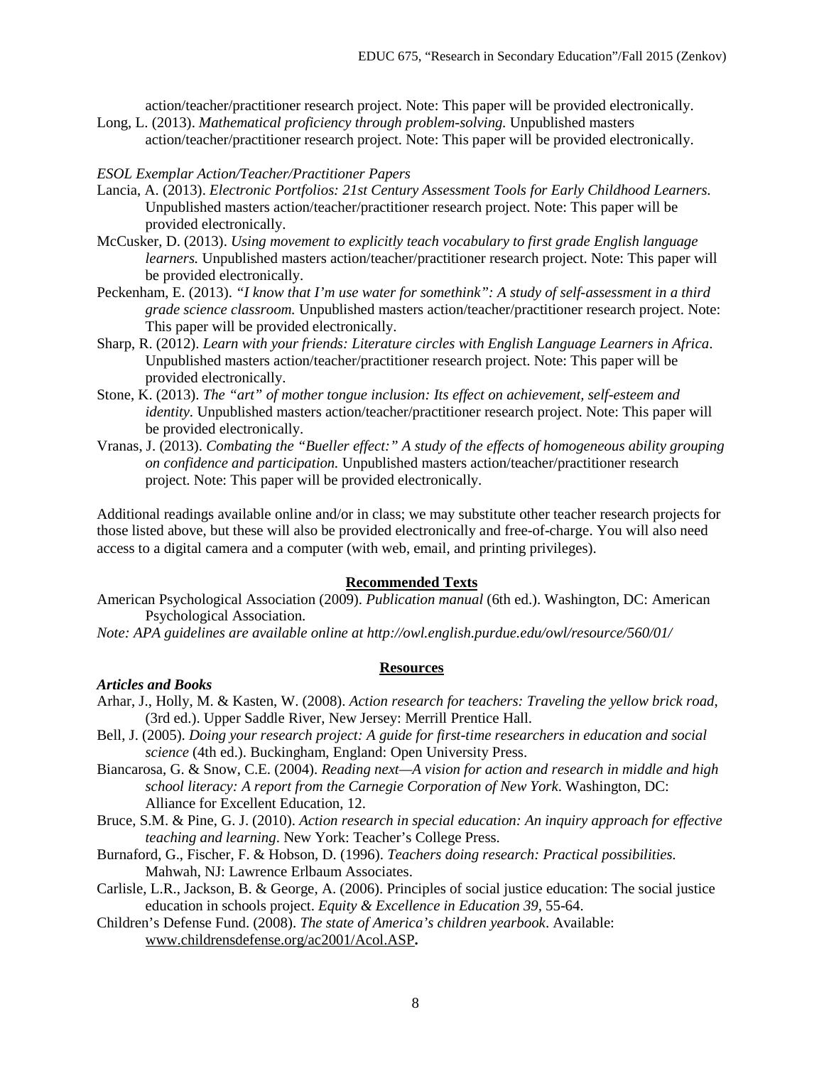action/teacher/practitioner research project. Note: This paper will be provided electronically.

Long, L. (2013). *Mathematical proficiency through problem-solving.* Unpublished masters action/teacher/practitioner research project. Note: This paper will be provided electronically.

*ESOL Exemplar Action/Teacher/Practitioner Papers*

Lancia, A. (2013). *Electronic Portfolios: 21st Century Assessment Tools for Early Childhood Learners.* Unpublished masters action/teacher/practitioner research project. Note: This paper will be provided electronically.

McCusker, D. (2013). *Using movement to explicitly teach vocabulary to first grade English language learners.* Unpublished masters action/teacher/practitioner research project. Note: This paper will be provided electronically.

Peckenham, E. (2013). *"I know that I'm use water for somethink": A study of self-assessment in a third grade science classroom.* Unpublished masters action/teacher/practitioner research project. Note: This paper will be provided electronically.

Sharp, R. (2012). *Learn with your friends: Literature circles with English Language Learners in Africa*. Unpublished masters action/teacher/practitioner research project. Note: This paper will be provided electronically.

Stone, K. (2013). *The "art" of mother tongue inclusion: Its effect on achievement, self-esteem and identity.* Unpublished masters action/teacher/practitioner research project. Note: This paper will be provided electronically.

Vranas, J. (2013). *Combating the "Bueller effect:" A study of the effects of homogeneous ability grouping on confidence and participation.* Unpublished masters action/teacher/practitioner research project. Note: This paper will be provided electronically.

Additional readings available online and/or in class; we may substitute other teacher research projects for those listed above, but these will also be provided electronically and free-of-charge. You will also need access to a digital camera and a computer (with web, email, and printing privileges).

## Recommended Texts

American Psychological Association (2009). *Publication manual* (6th ed.). Washington, DC: American Psychological Association.

*Note: APA guidelines are available online at http://owl.english.purdue.edu/owl/resource/560/01/*

## Resources

***Articles and Books***

Arhar, J., Holly, M. & Kasten, W. (2008). *Action research for teachers: Traveling the yellow brick road,* (3rd ed.). Upper Saddle River, New Jersey: Merrill Prentice Hall.

Bell, J. (2005). *Doing your research project: A guide for first-time researchers in education and social science* (4th ed.). Buckingham, England: Open University Press.

Biancarosa, G. & Snow, C.E. (2004). *Reading next—A vision for action and research in middle and high school literacy: A report from the Carnegie Corporation of New York*. Washington, DC: Alliance for Excellent Education, 12.

Bruce, S.M. & Pine, G. J. (2010). *Action research in special education: An inquiry approach for effective teaching and learning*. New York: Teacher's College Press.

Burnaford, G., Fischer, F. & Hobson, D. (1996). *Teachers doing research: Practical possibilities.* Mahwah, NJ: Lawrence Erlbaum Associates.

Carlisle, L.R., Jackson, B. & George, A. (2006). Principles of social justice education: The social justice education in schools project. *Equity & Excellence in Education 39,* 55-64.

Children's Defense Fund. (2008). *The state of America's children yearbook*. Available: www.childrensdefense.org/ac2001/Acol.ASP**.**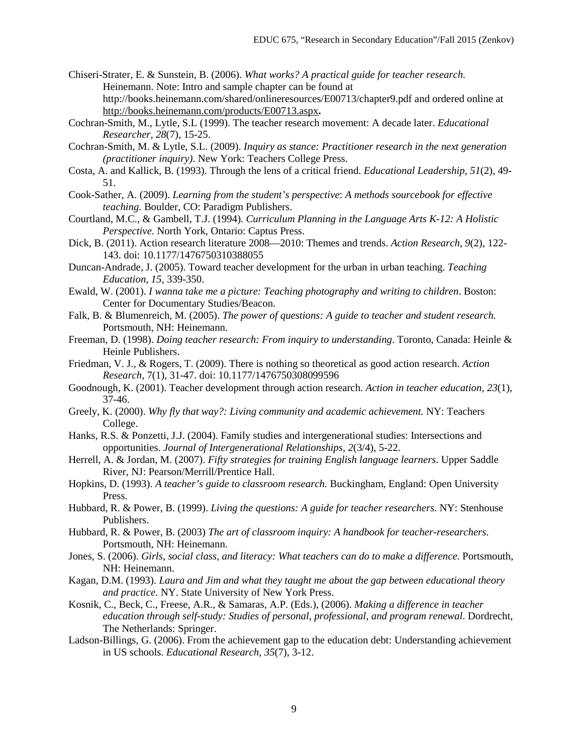Chiseri-Strater, E. & Sunstein, B. (2006). *What works? A practical guide for teacher research.* Heinemann. Note: Intro and sample chapter can be found at http://books.heinemann.com/shared/onlineresources/E00713/chapter9.pdf and ordered online at http://books.heinemann.com/products/E00713.aspx**.**

Cochran-Smith, M., Lytle, S.L (1999). The teacher research movement: A decade later. *Educational Researcher, 28*(7), 15-25.

Cochran-Smith, M. & Lytle, S.L. (2009). *Inquiry as stance: Practitioner research in the next generation (practitioner inquiry)*. New York: Teachers College Press.

Costa, A. and Kallick, B. (1993). Through the lens of a critical friend. *Educational Leadership*, *51*(2), 49-51.

Cook-Sather, A. (2009). *Learning from the student's perspective*: *A methods sourcebook for effective teaching.* Boulder, CO: Paradigm Publishers.

Courtland, M.C., & Gambell, T.J. (1994)*. Curriculum Planning in the Language Arts K-12: A Holistic Perspective*. North York, Ontario: Captus Press.

Dick, B. (2011). Action research literature 2008—2010: Themes and trends. *Action Research*, *9*(2), 122-143. doi: 10.1177/1476750310388055

Duncan-Andrade, J. (2005). Toward teacher development for the urban in urban teaching. *Teaching Education, 15*, 339-350.

Ewald, W. (2001). *I wanna take me a picture: Teaching photography and writing to children*. Boston: Center for Documentary Studies/Beacon.

Falk, B. & Blumenreich, M. (2005). *The power of questions: A guide to teacher and student research.* Portsmouth, NH: Heinemann.

Freeman, D. (1998). *Doing teacher research: From inquiry to understanding*. Toronto, Canada: Heinle & Heinle Publishers.

Friedman, V. J., & Rogers, T. (2009). There is nothing so theoretical as good action research. *Action Research*, *7*(1), 31-47. doi: 10.1177/1476750308099596

Goodnough, K. (2001). Teacher development through action research. *Action in teacher education, 23*(1), 37-46.

Greely, K. (2000). *Why fly that way?: Living community and academic achievement.* NY: Teachers College.

Hanks, R.S. & Ponzetti, J.J. (2004). Family studies and intergenerational studies: Intersections and opportunities. *Journal of Intergenerational Relationships, 2*(3/4), 5-22.

Herrell, A. & Jordan, M. (2007). *Fifty strategies for training English language learners*. Upper Saddle River, NJ: Pearson/Merrill/Prentice Hall.

Hopkins, D. (1993). *A teacher's guide to classroom research.* Buckingham, England: Open University Press.

Hubbard, R. & Power, B. (1999). *Living the questions: A guide for teacher researchers.* NY: Stenhouse Publishers.

Hubbard, R. & Power, B. (2003) *The art of classroom inquiry: A handbook for teacher-researchers*. Portsmouth, NH: Heinemann.

Jones, S. (2006). *Girls, social class, and literacy: What teachers can do to make a difference*. Portsmouth, NH: Heinemann.

Kagan, D.M. (1993). *Laura and Jim and what they taught me about the gap between educational theory and practice*. NY. State University of New York Press.

Kosnik, C., Beck, C., Freese, A.R., & Samaras, A.P. (Eds.), (2006). *Making a difference in teacher education through self-study: Studies of personal, professional, and program renewal*. Dordrecht, The Netherlands: Springer.

Ladson-Billings, G. (2006). From the achievement gap to the education debt: Understanding achievement in US schools. *Educational Research*, *35*(7), 3-12.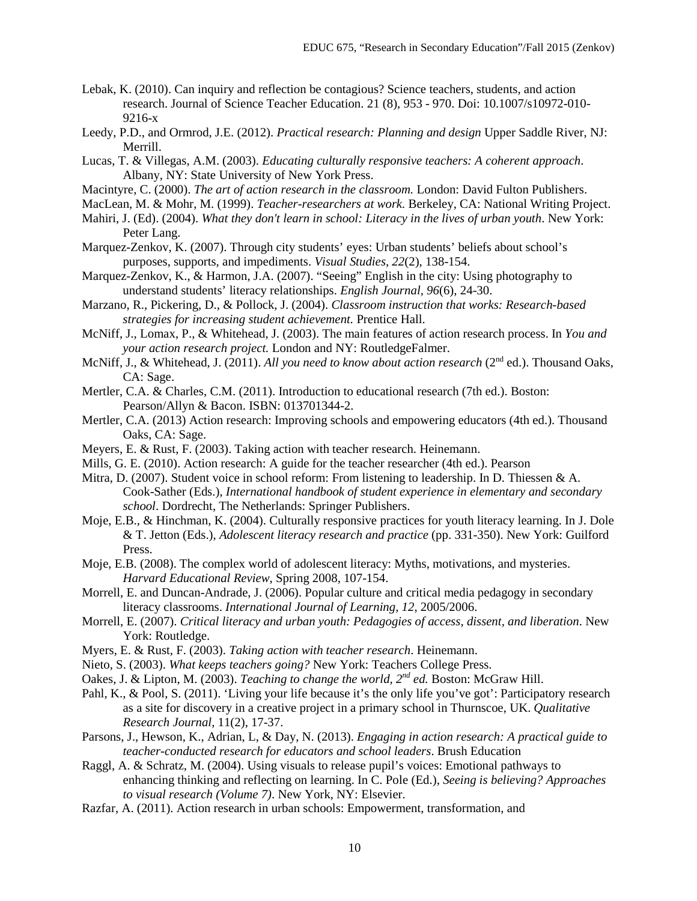Lebak, K. (2010). Can inquiry and reflection be contagious? Science teachers, students, and action research. Journal of Science Teacher Education. 21 (8), 953 - 970. Doi: 10.1007/s10972-010-9216-x

Leedy, P.D., and Ormrod, J.E. (2012). *Practical research: Planning and design* Upper Saddle River, NJ: Merrill.

Lucas, T. & Villegas, A.M. (2003). *Educating culturally responsive teachers: A coherent approach*. Albany, NY: State University of New York Press.

Macintyre, C. (2000). *The art of action research in the classroom.* London: David Fulton Publishers.

MacLean, M. & Mohr, M. (1999). *Teacher-researchers at work.* Berkeley, CA: National Writing Project.

Mahiri, J. (Ed). (2004). *What they don't learn in school: Literacy in the lives of urban youth*. New York: Peter Lang.

Marquez-Zenkov, K. (2007). Through city students' eyes: Urban students' beliefs about school's purposes, supports, and impediments. *Visual Studies, 22*(2), 138-154.

Marquez-Zenkov, K., & Harmon, J.A. (2007). "Seeing" English in the city: Using photography to understand students' literacy relationships. *English Journal, 96*(6), 24-30.

Marzano, R., Pickering, D., & Pollock, J. (2004). *Classroom instruction that works: Research-based strategies for increasing student achievement.* Prentice Hall.

McNiff, J., Lomax, P., & Whitehead, J. (2003). The main features of action research process. In *You and your action research project.* London and NY: RoutledgeFalmer.

McNiff, J., & Whitehead, J. (2011). *All you need to know about action research* (2nd ed.). Thousand Oaks, CA: Sage.

Mertler, C.A. & Charles, C.M. (2011). Introduction to educational research (7th ed.). Boston: Pearson/Allyn & Bacon. ISBN: 013701344-2.

Mertler, C.A. (2013) Action research: Improving schools and empowering educators (4th ed.). Thousand Oaks, CA: Sage.

Meyers, E. & Rust, F. (2003). Taking action with teacher research. Heinemann.

Mills, G. E. (2010). Action research: A guide for the teacher researcher (4th ed.). Pearson

Mitra, D. (2007). Student voice in school reform: From listening to leadership. In D. Thiessen & A. Cook-Sather (Eds.), *International handbook of student experience in elementary and secondary school*. Dordrecht, The Netherlands: Springer Publishers.

Moje, E.B., & Hinchman, K. (2004). Culturally responsive practices for youth literacy learning. In J. Dole & T. Jetton (Eds.), *Adolescent literacy research and practice* (pp. 331-350). New York: Guilford Press.

Moje, E.B. (2008). The complex world of adolescent literacy: Myths, motivations, and mysteries. *Harvard Educational Review*, Spring 2008, 107-154.

Morrell, E. and Duncan-Andrade, J. (2006). Popular culture and critical media pedagogy in secondary literacy classrooms. *International Journal of Learning, 12*, 2005/2006.

Morrell, E. (2007). *Critical literacy and urban youth: Pedagogies of access, dissent, and liberation*. New York: Routledge.

Myers, E. & Rust, F. (2003). *Taking action with teacher research*. Heinemann.

Nieto, S. (2003). *What keeps teachers going?* New York: Teachers College Press.

Oakes, J. & Lipton, M. (2003). *Teaching to change the world, 2nd ed.* Boston: McGraw Hill.

Pahl, K., & Pool, S. (2011). 'Living your life because it's the only life you've got': Participatory research as a site for discovery in a creative project in a primary school in Thurnscoe, UK. *Qualitative Research Journal*, 11(2), 17-37.

Parsons, J., Hewson, K., Adrian, L, & Day, N. (2013). *Engaging in action research: A practical guide to teacher-conducted research for educators and school leaders*. Brush Education

Raggl, A. & Schratz, M. (2004). Using visuals to release pupil's voices: Emotional pathways to enhancing thinking and reflecting on learning. In C. Pole (Ed.), *Seeing is believing? Approaches to visual research (Volume 7)*. New York, NY: Elsevier.

Razfar, A. (2011). Action research in urban schools: Empowerment, transformation, and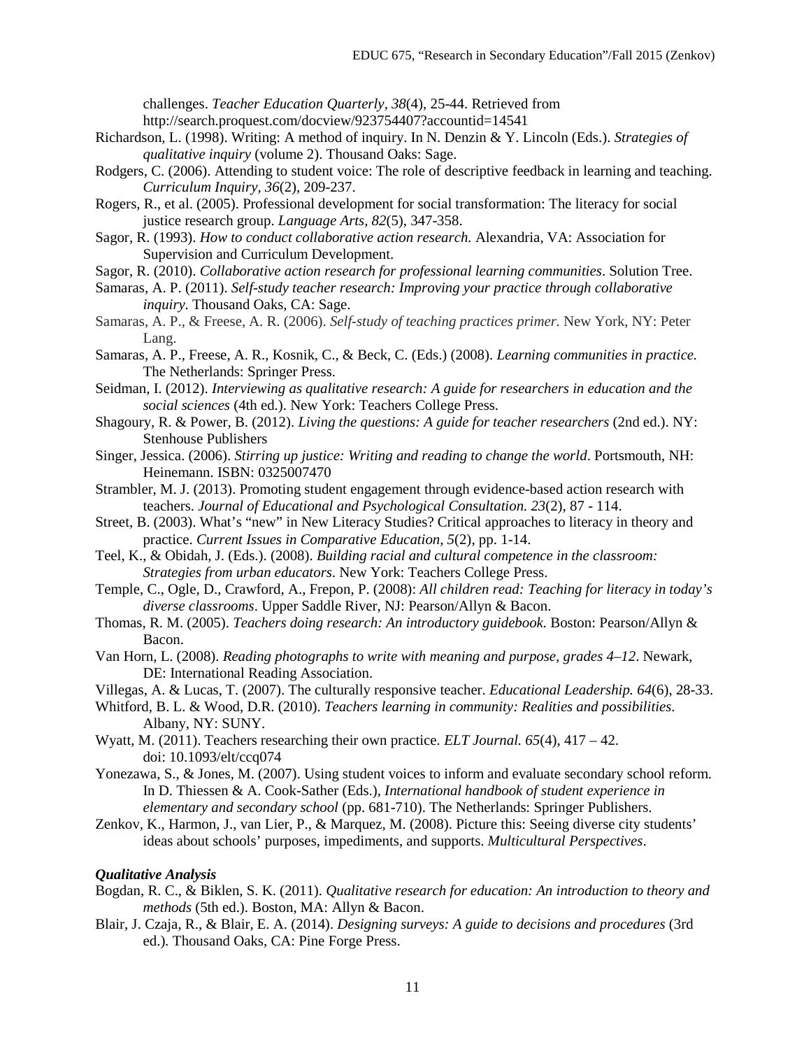challenges. *Teacher Education Quarterly, 38*(4), 25-44. Retrieved from http://search.proquest.com/docview/923754407?accountid=14541

Richardson, L. (1998). Writing: A method of inquiry. In N. Denzin & Y. Lincoln (Eds.). *Strategies of qualitative inquiry* (volume 2). Thousand Oaks: Sage.

Rodgers, C. (2006). Attending to student voice: The role of descriptive feedback in learning and teaching. *Curriculum Inquiry, 36*(2), 209-237.

Rogers, R., et al. (2005). Professional development for social transformation: The literacy for social justice research group. *Language Arts, 82*(5), 347-358.

Sagor, R. (1993). *How to conduct collaborative action research.* Alexandria, VA: Association for Supervision and Curriculum Development.

Sagor, R. (2010). *Collaborative action research for professional learning communities*. Solution Tree.

Samaras, A. P. (2011). *Self-study teacher research: Improving your practice through collaborative inquiry.* Thousand Oaks, CA: Sage.

Samaras, A. P., & Freese, A. R. (2006). *Self-study of teaching practices primer.* New York, NY: Peter Lang.

Samaras, A. P., Freese, A. R., Kosnik, C., & Beck, C. (Eds.) (2008). *Learning communities in practice.* The Netherlands: Springer Press.

Seidman, I. (2012). *Interviewing as qualitative research: A guide for researchers in education and the social sciences* (4th ed.). New York: Teachers College Press.

Shagoury, R. & Power, B. (2012). *Living the questions: A guide for teacher researchers* (2nd ed.). NY: Stenhouse Publishers

Singer, Jessica. (2006). *Stirring up justice: Writing and reading to change the world*. Portsmouth, NH: Heinemann. ISBN: 0325007470

Strambler, M. J. (2013). Promoting student engagement through evidence-based action research with teachers. *Journal of Educational and Psychological Consultation. 23*(2), 87 - 114.

Street, B. (2003). What's "new" in New Literacy Studies? Critical approaches to literacy in theory and practice. *Current Issues in Comparative Education, 5*(2), pp. 1-14.

Teel, K., & Obidah, J. (Eds.). (2008). *Building racial and cultural competence in the classroom: Strategies from urban educators*. New York: Teachers College Press.

Temple, C., Ogle, D., Crawford, A., Frepon, P. (2008): *All children read: Teaching for literacy in today's diverse classrooms*. Upper Saddle River, NJ: Pearson/Allyn & Bacon.

Thomas, R. M. (2005). *Teachers doing research: An introductory guidebook.* Boston: Pearson/Allyn & Bacon.

Van Horn, L. (2008). *Reading photographs to write with meaning and purpose, grades 4–12*. Newark, DE: International Reading Association.

Villegas, A. & Lucas, T. (2007). The culturally responsive teacher. *Educational Leadership. 64*(6), 28-33.

Whitford, B. L. & Wood, D.R. (2010). *Teachers learning in community: Realities and possibilities*. Albany, NY: SUNY.

Wyatt, M. (2011). Teachers researching their own practice. *ELT Journal. 65*(4), 417 – 42. doi: 10.1093/elt/ccq074

Yonezawa, S., & Jones, M. (2007). Using student voices to inform and evaluate secondary school reform. In D. Thiessen & A. Cook-Sather (Eds.), *International handbook of student experience in elementary and secondary school* (pp. 681-710). The Netherlands: Springer Publishers.

Zenkov, K., Harmon, J., van Lier, P., & Marquez, M. (2008). Picture this: Seeing diverse city students' ideas about schools' purposes, impediments, and supports. *Multicultural Perspectives*.

***Qualitative Analysis***

Bogdan, R. C., & Biklen, S. K. (2011). *Qualitative research for education: An introduction to theory and methods* (5th ed.). Boston, MA: Allyn & Bacon.

Blair, J. Czaja, R., & Blair, E. A. (2014). *Designing surveys: A guide to decisions and procedures* (3rd ed.). Thousand Oaks, CA: Pine Forge Press.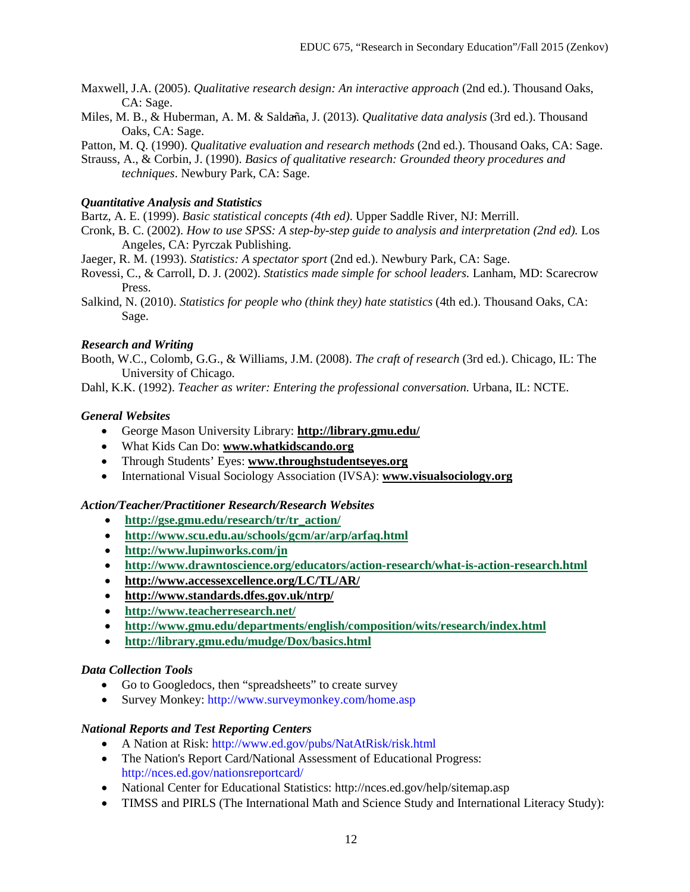Maxwell, J.A. (2005). *Qualitative research design: An interactive approach* (2nd ed.). Thousand Oaks, CA: Sage.

Miles, M. B., & Huberman, A. M. & Saldaña, J. (2013). *Qualitative data analysis* (3rd ed.). Thousand Oaks, CA: Sage.

Patton, M. Q. (1990). *Qualitative evaluation and research methods* (2nd ed.). Thousand Oaks, CA: Sage.

Strauss, A., & Corbin, J. (1990). *Basics of qualitative research: Grounded theory procedures and techniques*. Newbury Park, CA: Sage.

***Quantitative Analysis and Statistics***

Bartz, A. E. (1999). *Basic statistical concepts (4th ed)*. Upper Saddle River, NJ: Merrill.

Cronk, B. C. (2002). *How to use SPSS: A step-by-step guide to analysis and interpretation (2nd ed).* Los Angeles, CA: Pyrczak Publishing.

Jaeger, R. M. (1993). *Statistics: A spectator sport* (2nd ed.). Newbury Park, CA: Sage.

Rovessi, C., & Carroll, D. J. (2002). *Statistics made simple for school leaders.* Lanham, MD: Scarecrow Press.

Salkind, N. (2010). *Statistics for people who (think they) hate statistics* (4th ed.). Thousand Oaks, CA: Sage.

***Research and Writing***

Booth, W.C., Colomb, G.G., & Williams, J.M. (2008). *The craft of research* (3rd ed.). Chicago, IL: The University of Chicago.

Dahl, K.K. (1992). *Teacher as writer: Entering the professional conversation.* Urbana, IL: NCTE.

***General Websites***

- George Mason University Library: **http://library.gmu.edu/**
- What Kids Can Do: **www.whatkidscando.org**
- Through Students' Eyes: **www.throughstudentseyes.org**
- International Visual Sociology Association (IVSA): **www.visualsociology.org**

***Action/Teacher/Practitioner Research/Research Websites***

- **http://gse.gmu.edu/research/tr/tr_action/**
- **http://www.scu.edu.au/schools/gcm/ar/arp/arfaq.html**
- **http://www.lupinworks.com/jn**
- **http://www.drawntoscience.org/educators/action-research/what-is-action-research.html**
- **http://www.accessexcellence.org/LC/TL/AR/**
- **http://www.standards.dfes.gov.uk/ntrp/**
- **http://www.teacherresearch.net/**
- **http://www.gmu.edu/departments/english/composition/wits/research/index.html**
- **http://library.gmu.edu/mudge/Dox/basics.html**

***Data Collection Tools***

- Go to Googledocs, then "spreadsheets" to create survey
- Survey Monkey: http://www.surveymonkey.com/home.asp

***National Reports and Test Reporting Centers***

- A Nation at Risk: http://www.ed.gov/pubs/NatAtRisk/risk.html
- The Nation's Report Card/National Assessment of Educational Progress: http://nces.ed.gov/nationsreportcard/
- National Center for Educational Statistics: http://nces.ed.gov/help/sitemap.asp
- TIMSS and PIRLS (The International Math and Science Study and International Literacy Study):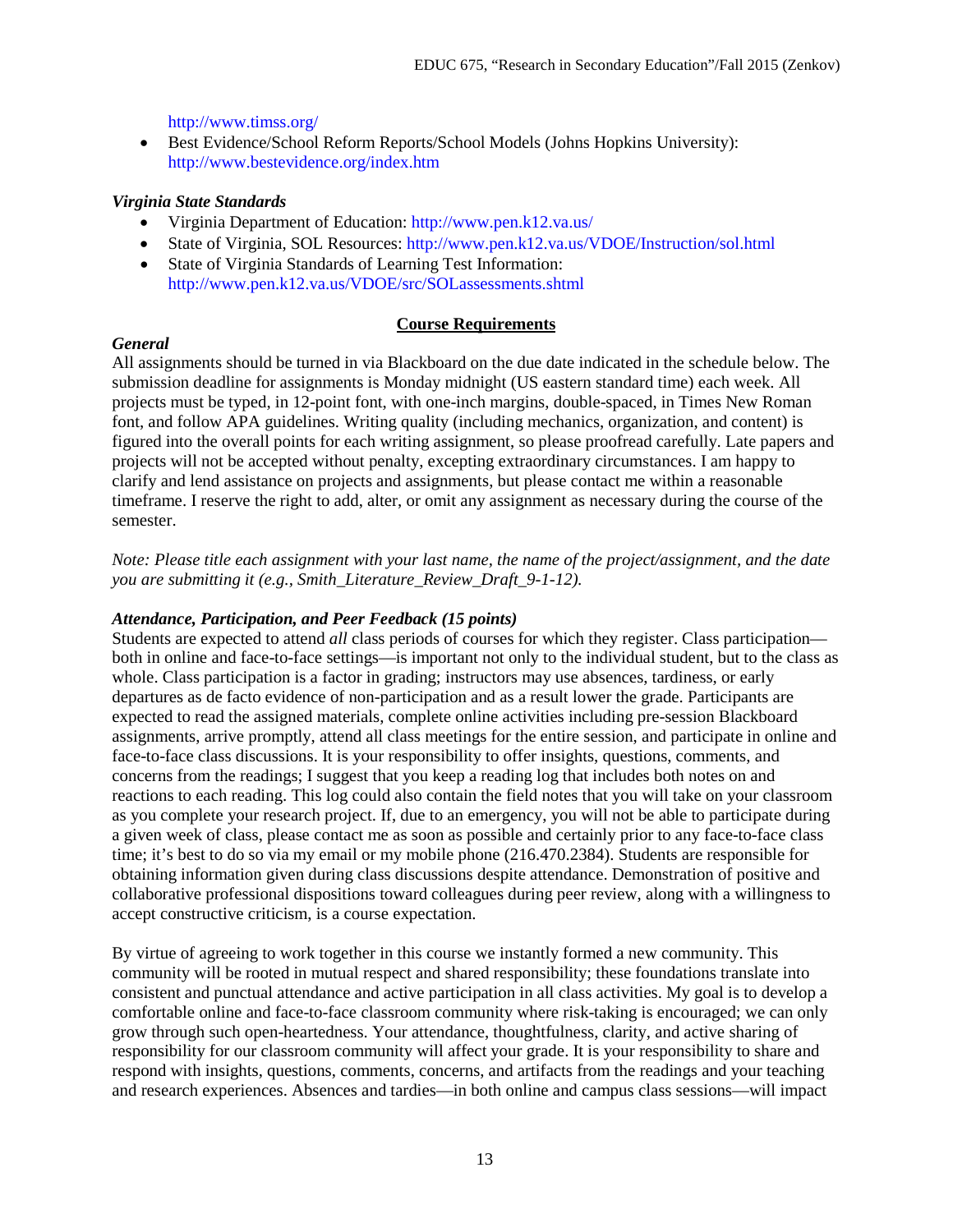http://www.timss.org/

- Best Evidence/School Reform Reports/School Models (Johns Hopkins University): http://www.bestevidence.org/index.htm

### *Virginia State Standards*

- Virginia Department of Education: http://www.pen.k12.va.us/
- State of Virginia, SOL Resources: http://www.pen.k12.va.us/VDOE/Instruction/sol.html
- State of Virginia Standards of Learning Test Information: http://www.pen.k12.va.us/VDOE/src/SOLassessments.shtml

## Course Requirements

### *General*

All assignments should be turned in via Blackboard on the due date indicated in the schedule below. The submission deadline for assignments is Monday midnight (US eastern standard time) each week. All projects must be typed, in 12-point font, with one-inch margins, double-spaced, in Times New Roman font, and follow APA guidelines. Writing quality (including mechanics, organization, and content) is figured into the overall points for each writing assignment, so please proofread carefully. Late papers and projects will not be accepted without penalty, excepting extraordinary circumstances. I am happy to clarify and lend assistance on projects and assignments, but please contact me within a reasonable timeframe. I reserve the right to add, alter, or omit any assignment as necessary during the course of the semester.

*Note: Please title each assignment with your last name, the name of the project/assignment, and the date you are submitting it (e.g., Smith_Literature_Review_Draft_9-1-12).*

### *Attendance, Participation, and Peer Feedback (15 points)*

Students are expected to attend *all* class periods of courses for which they register. Class participation—both in online and face-to-face settings—is important not only to the individual student, but to the class as whole. Class participation is a factor in grading; instructors may use absences, tardiness, or early departures as de facto evidence of non-participation and as a result lower the grade. Participants are expected to read the assigned materials, complete online activities including pre-session Blackboard assignments, arrive promptly, attend all class meetings for the entire session, and participate in online and face-to-face class discussions. It is your responsibility to offer insights, questions, comments, and concerns from the readings; I suggest that you keep a reading log that includes both notes on and reactions to each reading. This log could also contain the field notes that you will take on your classroom as you complete your research project. If, due to an emergency, you will not be able to participate during a given week of class, please contact me as soon as possible and certainly prior to any face-to-face class time; it's best to do so via my email or my mobile phone (216.470.2384). Students are responsible for obtaining information given during class discussions despite attendance. Demonstration of positive and collaborative professional dispositions toward colleagues during peer review, along with a willingness to accept constructive criticism, is a course expectation.

By virtue of agreeing to work together in this course we instantly formed a new community. This community will be rooted in mutual respect and shared responsibility; these foundations translate into consistent and punctual attendance and active participation in all class activities. My goal is to develop a comfortable online and face-to-face classroom community where risk-taking is encouraged; we can only grow through such open-heartedness. Your attendance, thoughtfulness, clarity, and active sharing of responsibility for our classroom community will affect your grade. It is your responsibility to share and respond with insights, questions, comments, concerns, and artifacts from the readings and your teaching and research experiences. Absences and tardies—in both online and campus class sessions—will impact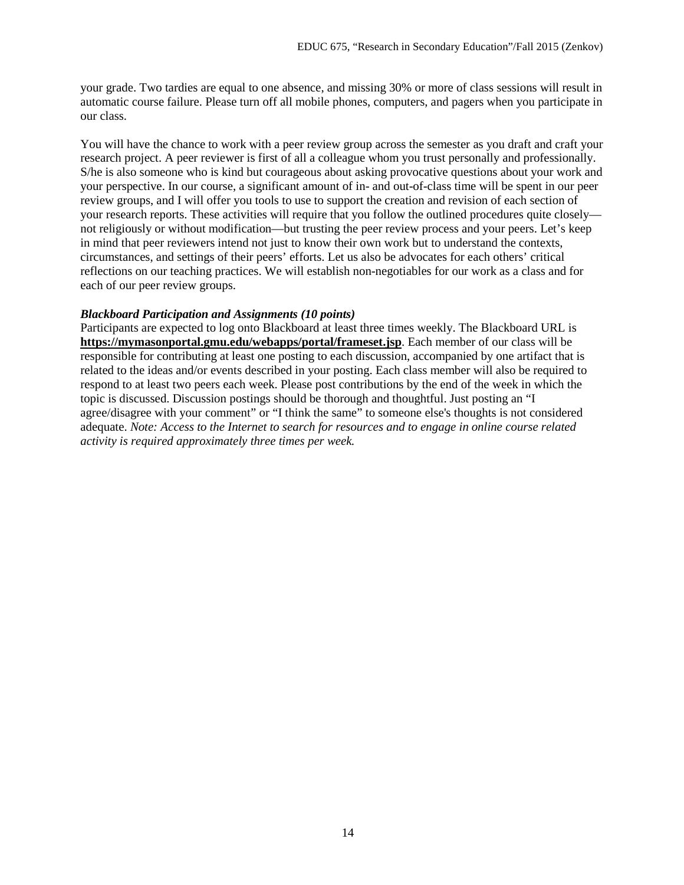your grade. Two tardies are equal to one absence, and missing 30% or more of class sessions will result in automatic course failure. Please turn off all mobile phones, computers, and pagers when you participate in our class.

You will have the chance to work with a peer review group across the semester as you draft and craft your research project. A peer reviewer is first of all a colleague whom you trust personally and professionally. S/he is also someone who is kind but courageous about asking provocative questions about your work and your perspective. In our course, a significant amount of in- and out-of-class time will be spent in our peer review groups, and I will offer you tools to use to support the creation and revision of each section of your research reports. These activities will require that you follow the outlined procedures quite closely—not religiously or without modification—but trusting the peer review process and your peers. Let's keep in mind that peer reviewers intend not just to know their own work but to understand the contexts, circumstances, and settings of their peers' efforts. Let us also be advocates for each others' critical reflections on our teaching practices. We will establish non-negotiables for our work as a class and for each of our peer review groups.

***Blackboard Participation and Assignments (10 points)***

Participants are expected to log onto Blackboard at least three times weekly. The Blackboard URL is **https://mymasonportal.gmu.edu/webapps/portal/frameset.jsp**. Each member of our class will be responsible for contributing at least one posting to each discussion, accompanied by one artifact that is related to the ideas and/or events described in your posting. Each class member will also be required to respond to at least two peers each week. Please post contributions by the end of the week in which the topic is discussed. Discussion postings should be thorough and thoughtful. Just posting an "I agree/disagree with your comment" or "I think the same" to someone else's thoughts is not considered adequate. *Note: Access to the Internet to search for resources and to engage in online course related activity is required approximately three times per week.*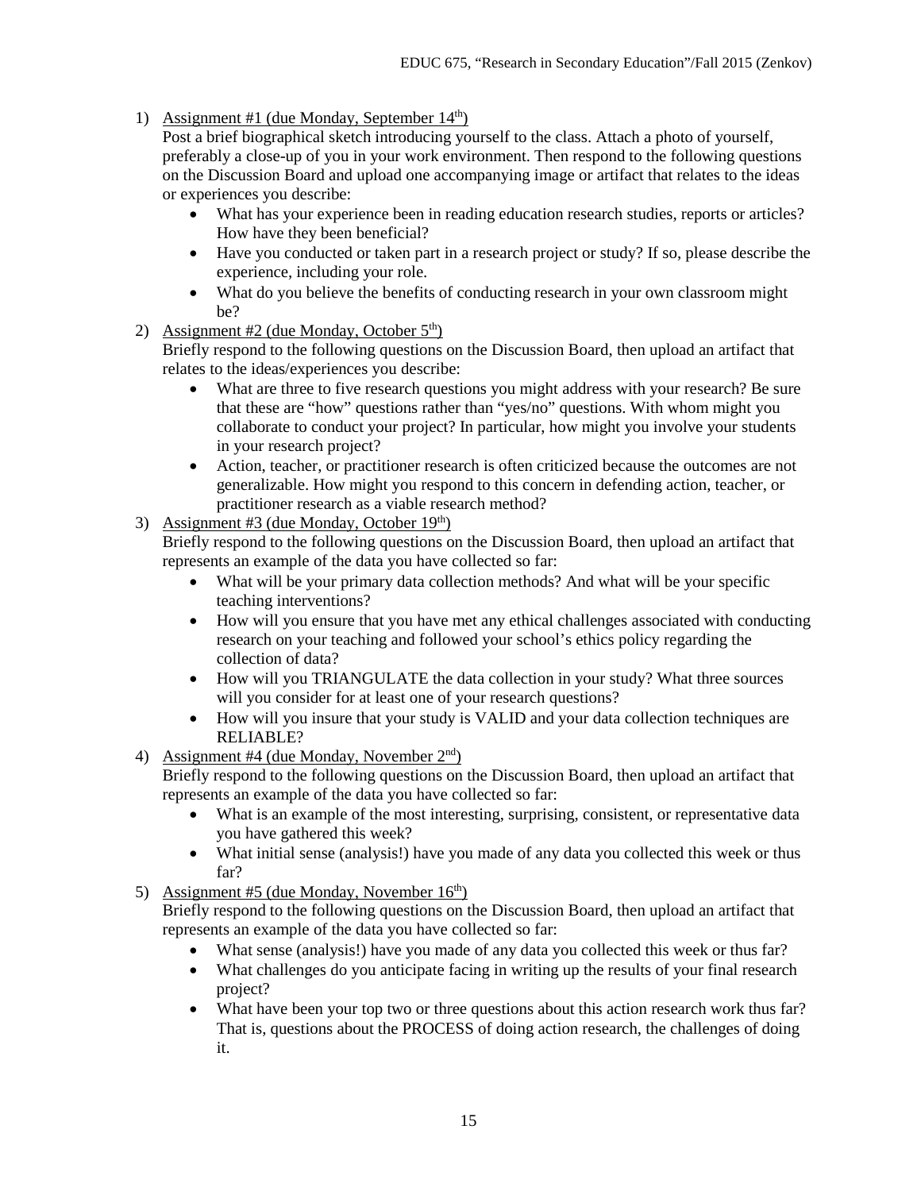1) Assignment #1 (due Monday, September 14th)
   Post a brief biographical sketch introducing yourself to the class. Attach a photo of yourself, preferably a close-up of you in your work environment. Then respond to the following questions on the Discussion Board and upload one accompanying image or artifact that relates to the ideas or experiences you describe:
   - What has your experience been in reading education research studies, reports or articles? How have they been beneficial?
   - Have you conducted or taken part in a research project or study? If so, please describe the experience, including your role.
   - What do you believe the benefits of conducting research in your own classroom might be?
2) Assignment #2 (due Monday, October 5th)
   Briefly respond to the following questions on the Discussion Board, then upload an artifact that relates to the ideas/experiences you describe:
   - What are three to five research questions you might address with your research? Be sure that these are "how" questions rather than "yes/no" questions. With whom might you collaborate to conduct your project? In particular, how might you involve your students in your research project?
   - Action, teacher, or practitioner research is often criticized because the outcomes are not generalizable. How might you respond to this concern in defending action, teacher, or practitioner research as a viable research method?
3) Assignment #3 (due Monday, October 19th)
   Briefly respond to the following questions on the Discussion Board, then upload an artifact that represents an example of the data you have collected so far:
   - What will be your primary data collection methods? And what will be your specific teaching interventions?
   - How will you ensure that you have met any ethical challenges associated with conducting research on your teaching and followed your school's ethics policy regarding the collection of data?
   - How will you TRIANGULATE the data collection in your study? What three sources will you consider for at least one of your research questions?
   - How will you insure that your study is VALID and your data collection techniques are RELIABLE?
4) Assignment #4 (due Monday, November 2nd)
   Briefly respond to the following questions on the Discussion Board, then upload an artifact that represents an example of the data you have collected so far:
   - What is an example of the most interesting, surprising, consistent, or representative data you have gathered this week?
   - What initial sense (analysis!) have you made of any data you collected this week or thus far?
5) Assignment #5 (due Monday, November 16th)
   Briefly respond to the following questions on the Discussion Board, then upload an artifact that represents an example of the data you have collected so far:
   - What sense (analysis!) have you made of any data you collected this week or thus far?
   - What challenges do you anticipate facing in writing up the results of your final research project?
   - What have been your top two or three questions about this action research work thus far? That is, questions about the PROCESS of doing action research, the challenges of doing it.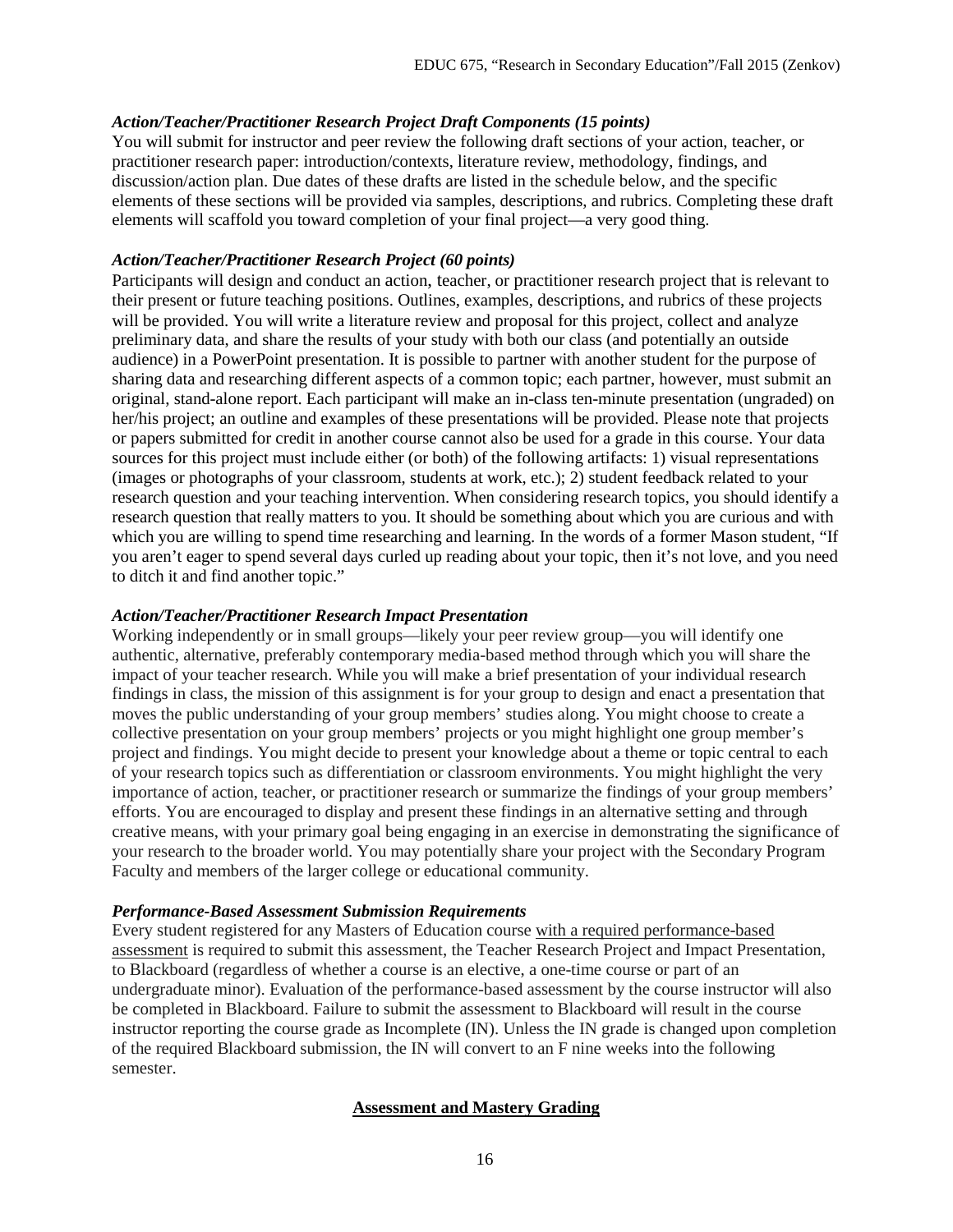***Action/Teacher/Practitioner Research Project Draft Components (15 points)***

You will submit for instructor and peer review the following draft sections of your action, teacher, or practitioner research paper: introduction/contexts, literature review, methodology, findings, and discussion/action plan. Due dates of these drafts are listed in the schedule below, and the specific elements of these sections will be provided via samples, descriptions, and rubrics. Completing these draft elements will scaffold you toward completion of your final project—a very good thing.

***Action/Teacher/Practitioner Research Project (60 points)***

Participants will design and conduct an action, teacher, or practitioner research project that is relevant to their present or future teaching positions. Outlines, examples, descriptions, and rubrics of these projects will be provided. You will write a literature review and proposal for this project, collect and analyze preliminary data, and share the results of your study with both our class (and potentially an outside audience) in a PowerPoint presentation. It is possible to partner with another student for the purpose of sharing data and researching different aspects of a common topic; each partner, however, must submit an original, stand-alone report. Each participant will make an in-class ten-minute presentation (ungraded) on her/his project; an outline and examples of these presentations will be provided. Please note that projects or papers submitted for credit in another course cannot also be used for a grade in this course. Your data sources for this project must include either (or both) of the following artifacts: 1) visual representations (images or photographs of your classroom, students at work, etc.); 2) student feedback related to your research question and your teaching intervention. When considering research topics, you should identify a research question that really matters to you. It should be something about which you are curious and with which you are willing to spend time researching and learning. In the words of a former Mason student, "If you aren't eager to spend several days curled up reading about your topic, then it's not love, and you need to ditch it and find another topic."

***Action/Teacher/Practitioner Research Impact Presentation***

Working independently or in small groups—likely your peer review group—you will identify one authentic, alternative, preferably contemporary media-based method through which you will share the impact of your teacher research. While you will make a brief presentation of your individual research findings in class, the mission of this assignment is for your group to design and enact a presentation that moves the public understanding of your group members' studies along. You might choose to create a collective presentation on your group members' projects or you might highlight one group member's project and findings. You might decide to present your knowledge about a theme or topic central to each of your research topics such as differentiation or classroom environments. You might highlight the very importance of action, teacher, or practitioner research or summarize the findings of your group members' efforts. You are encouraged to display and present these findings in an alternative setting and through creative means, with your primary goal being engaging in an exercise in demonstrating the significance of your research to the broader world. You may potentially share your project with the Secondary Program Faculty and members of the larger college or educational community.

***Performance-Based Assessment Submission Requirements***

Every student registered for any Masters of Education course <u>with a required performance-based assessment</u> is required to submit this assessment, the Teacher Research Project and Impact Presentation, to Blackboard (regardless of whether a course is an elective, a one-time course or part of an undergraduate minor). Evaluation of the performance-based assessment by the course instructor will also be completed in Blackboard. Failure to submit the assessment to Blackboard will result in the course instructor reporting the course grade as Incomplete (IN). Unless the IN grade is changed upon completion of the required Blackboard submission, the IN will convert to an F nine weeks into the following semester.

## Assessment and Mastery Grading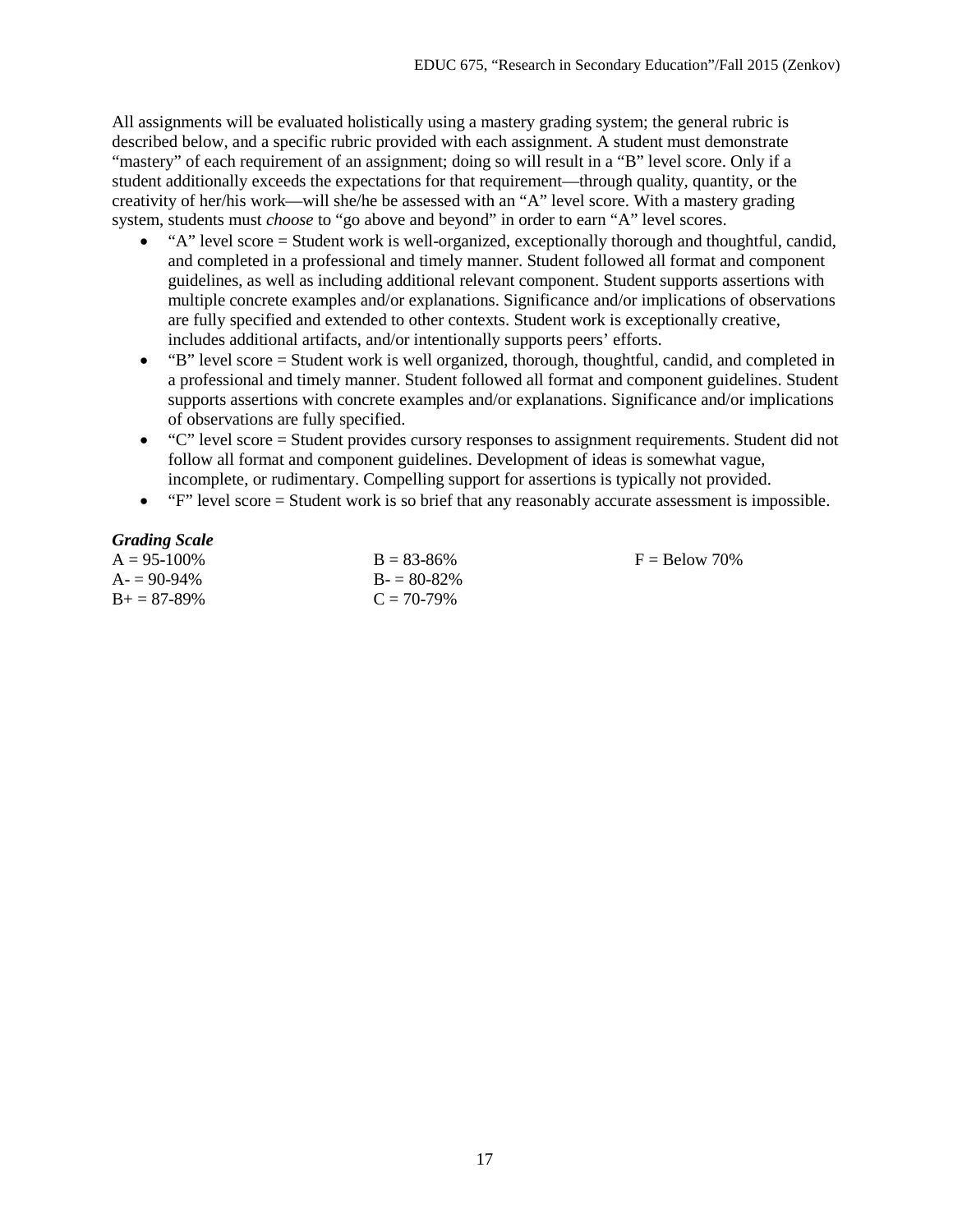All assignments will be evaluated holistically using a mastery grading system; the general rubric is described below, and a specific rubric provided with each assignment. A student must demonstrate "mastery" of each requirement of an assignment; doing so will result in a "B" level score. Only if a student additionally exceeds the expectations for that requirement—through quality, quantity, or the creativity of her/his work—will she/he be assessed with an "A" level score. With a mastery grading system, students must *choose* to "go above and beyond" in order to earn "A" level scores.

- "A" level score = Student work is well-organized, exceptionally thorough and thoughtful, candid, and completed in a professional and timely manner. Student followed all format and component guidelines, as well as including additional relevant component. Student supports assertions with multiple concrete examples and/or explanations. Significance and/or implications of observations are fully specified and extended to other contexts. Student work is exceptionally creative, includes additional artifacts, and/or intentionally supports peers' efforts.
- "B" level score = Student work is well organized, thorough, thoughtful, candid, and completed in a professional and timely manner. Student followed all format and component guidelines. Student supports assertions with concrete examples and/or explanations. Significance and/or implications of observations are fully specified.
- "C" level score = Student provides cursory responses to assignment requirements. Student did not follow all format and component guidelines. Development of ideas is somewhat vague, incomplete, or rudimentary. Compelling support for assertions is typically not provided.
- "F" level score = Student work is so brief that any reasonably accurate assessment is impossible.

***Grading Scale***

A = 95-100%
A- = 90-94%
B+ = 87-89%
B = 83-86%
B- = 80-82%
C = 70-79%
F = Below 70%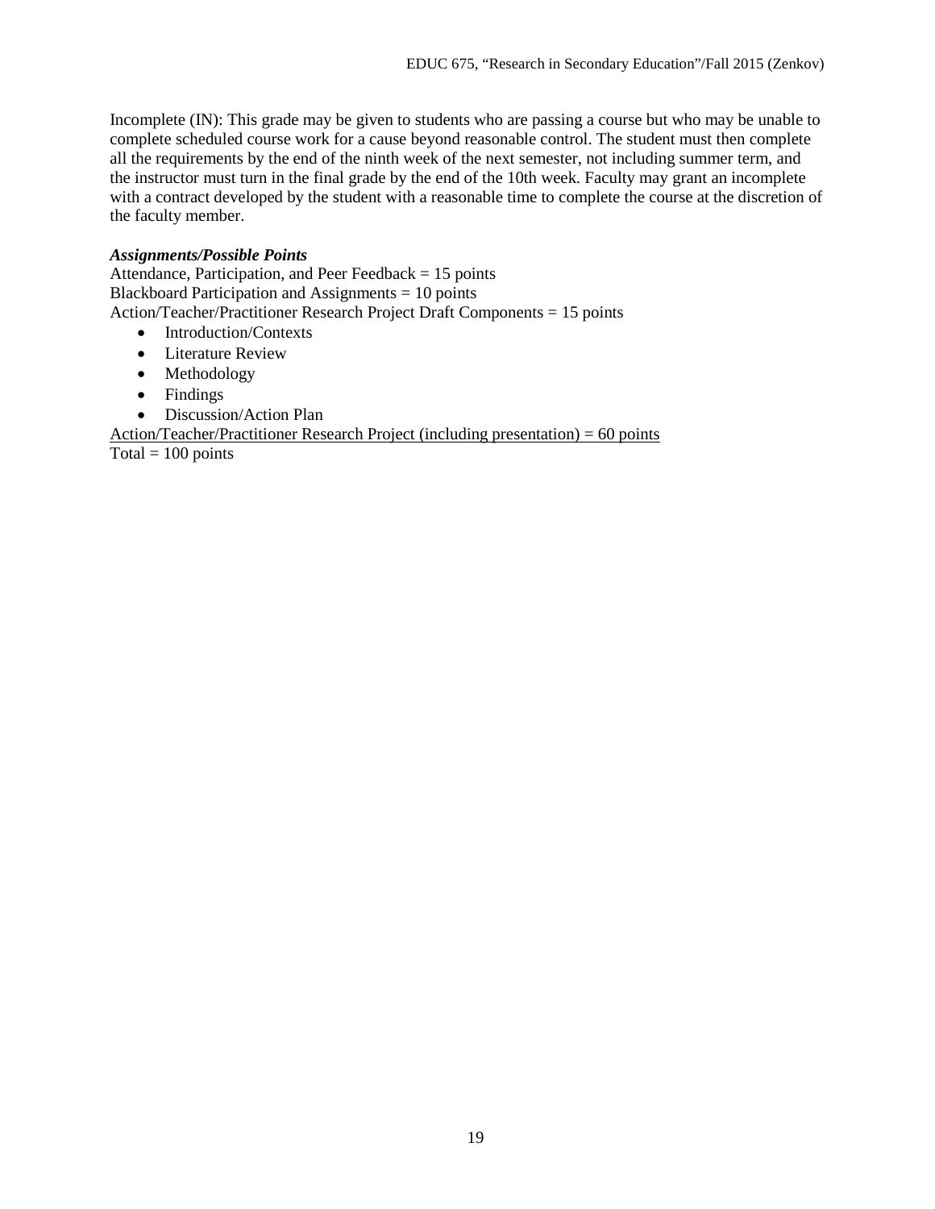Incomplete (IN): This grade may be given to students who are passing a course but who may be unable to complete scheduled course work for a cause beyond reasonable control. The student must then complete all the requirements by the end of the ninth week of the next semester, not including summer term, and the instructor must turn in the final grade by the end of the 10th week. Faculty may grant an incomplete with a contract developed by the student with a reasonable time to complete the course at the discretion of the faculty member.

***Assignments/Possible Points***

Attendance, Participation, and Peer Feedback = 15 points
Blackboard Participation and Assignments = 10 points
Action/Teacher/Practitioner Research Project Draft Components = 15 points

- Introduction/Contexts
- Literature Review
- Methodology
- Findings
- Discussion/Action Plan

<u>Action/Teacher/Practitioner Research Project (including presentation) = 60 points</u>
Total = 100 points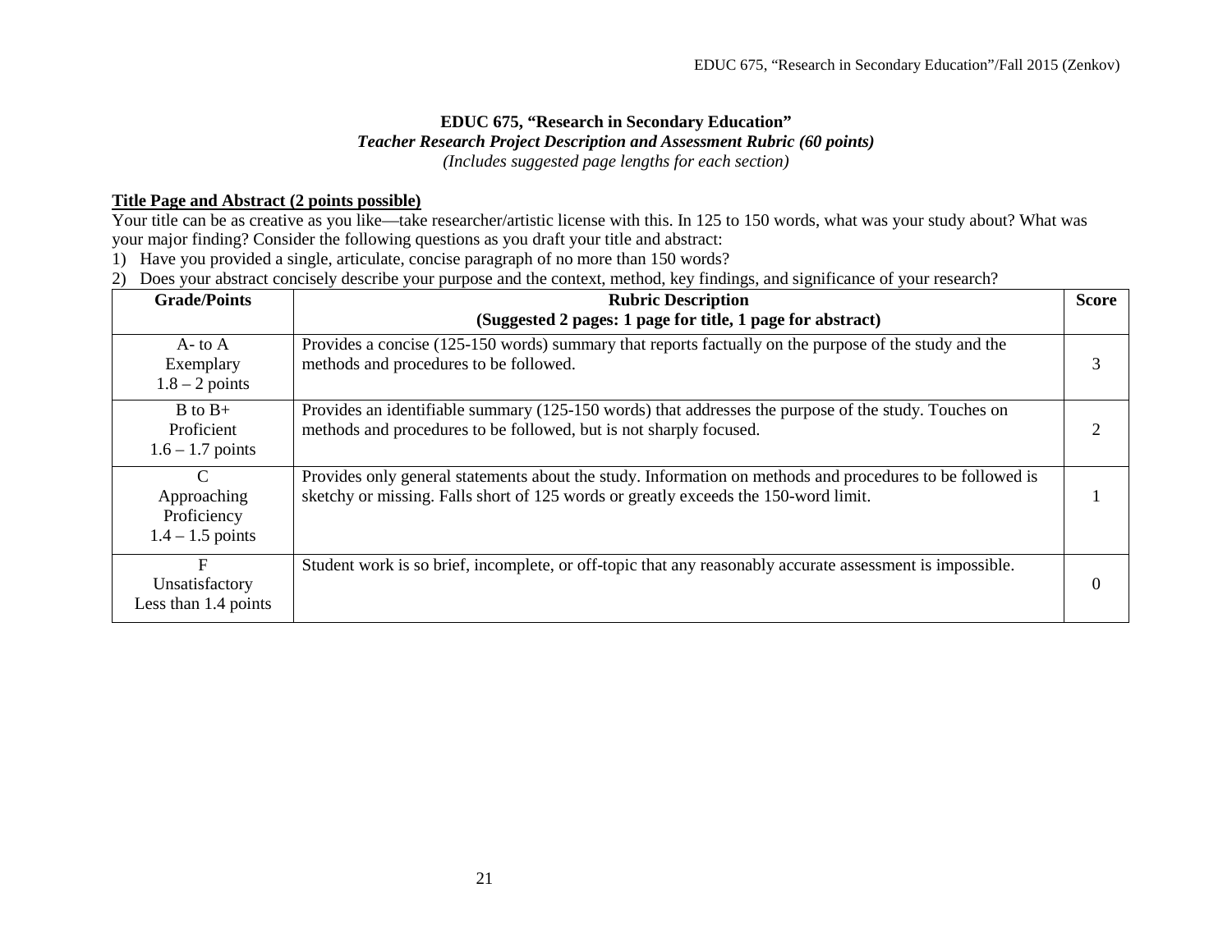**EDUC 675, "Research in Secondary Education"**
***Teacher Research Project Description and Assessment Rubric (60 points)***
*(Includes suggested page lengths for each section)*

**Title Page and Abstract (2 points possible)**

Your title can be as creative as you like—take researcher/artistic license with this. In 125 to 150 words, what was your study about? What was your major finding? Consider the following questions as you draft your title and abstract:

1) Have you provided a single, articulate, concise paragraph of no more than 150 words?
2) Does your abstract concisely describe your purpose and the context, method, key findings, and significance of your research?

| Grade/Points | Rubric Description (Suggested 2 pages: 1 page for title, 1 page for abstract) | Score |
|---|---|---|
| A- to A Exemplary 1.8 – 2 points | Provides a concise (125-150 words) summary that reports factually on the purpose of the study and the methods and procedures to be followed. | 3 |
| B to B+ Proficient 1.6 – 1.7 points | Provides an identifiable summary (125-150 words) that addresses the purpose of the study. Touches on methods and procedures to be followed, but is not sharply focused. | 2 |
| C Approaching Proficiency 1.4 – 1.5 points | Provides only general statements about the study. Information on methods and procedures to be followed is sketchy or missing. Falls short of 125 words or greatly exceeds the 150-word limit. | 1 |
| F Unsatisfactory Less than 1.4 points | Student work is so brief, incomplete, or off-topic that any reasonably accurate assessment is impossible. | 0 |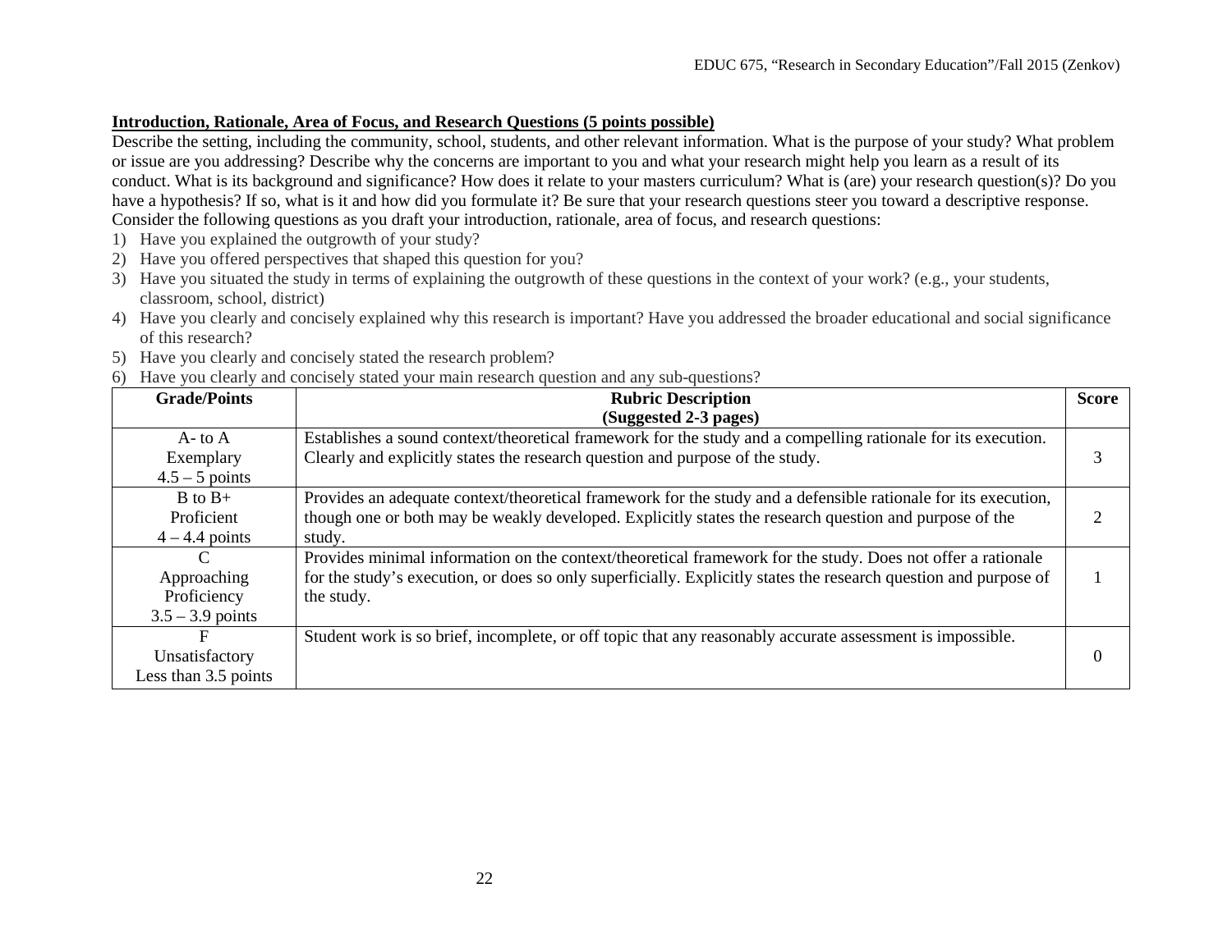**Introduction, Rationale, Area of Focus, and Research Questions (5 points possible)**

Describe the setting, including the community, school, students, and other relevant information. What is the purpose of your study? What problem or issue are you addressing? Describe why the concerns are important to you and what your research might help you learn as a result of its conduct. What is its background and significance? How does it relate to your masters curriculum? What is (are) your research question(s)? Do you have a hypothesis? If so, what is it and how did you formulate it? Be sure that your research questions steer you toward a descriptive response. Consider the following questions as you draft your introduction, rationale, area of focus, and research questions:

1) Have you explained the outgrowth of your study?
2) Have you offered perspectives that shaped this question for you?
3) Have you situated the study in terms of explaining the outgrowth of these questions in the context of your work? (e.g., your students, classroom, school, district)
4) Have you clearly and concisely explained why this research is important? Have you addressed the broader educational and social significance of this research?
5) Have you clearly and concisely stated the research problem?
6) Have you clearly and concisely stated your main research question and any sub-questions?

| Grade/Points | Rubric Description (Suggested 2-3 pages) | Score |
|---|---|---|
| A- to A<br>Exemplary<br>4.5 – 5 points | Establishes a sound context/theoretical framework for the study and a compelling rationale for its execution. Clearly and explicitly states the research question and purpose of the study. | 3 |
| B to B+<br>Proficient<br>4 – 4.4 points | Provides an adequate context/theoretical framework for the study and a defensible rationale for its execution, though one or both may be weakly developed. Explicitly states the research question and purpose of the study. | 2 |
| C<br>Approaching Proficiency<br>3.5 – 3.9 points | Provides minimal information on the context/theoretical framework for the study. Does not offer a rationale for the study's execution, or does so only superficially. Explicitly states the research question and purpose of the study. | 1 |
| F<br>Unsatisfactory<br>Less than 3.5 points | Student work is so brief, incomplete, or off topic that any reasonably accurate assessment is impossible. | 0 |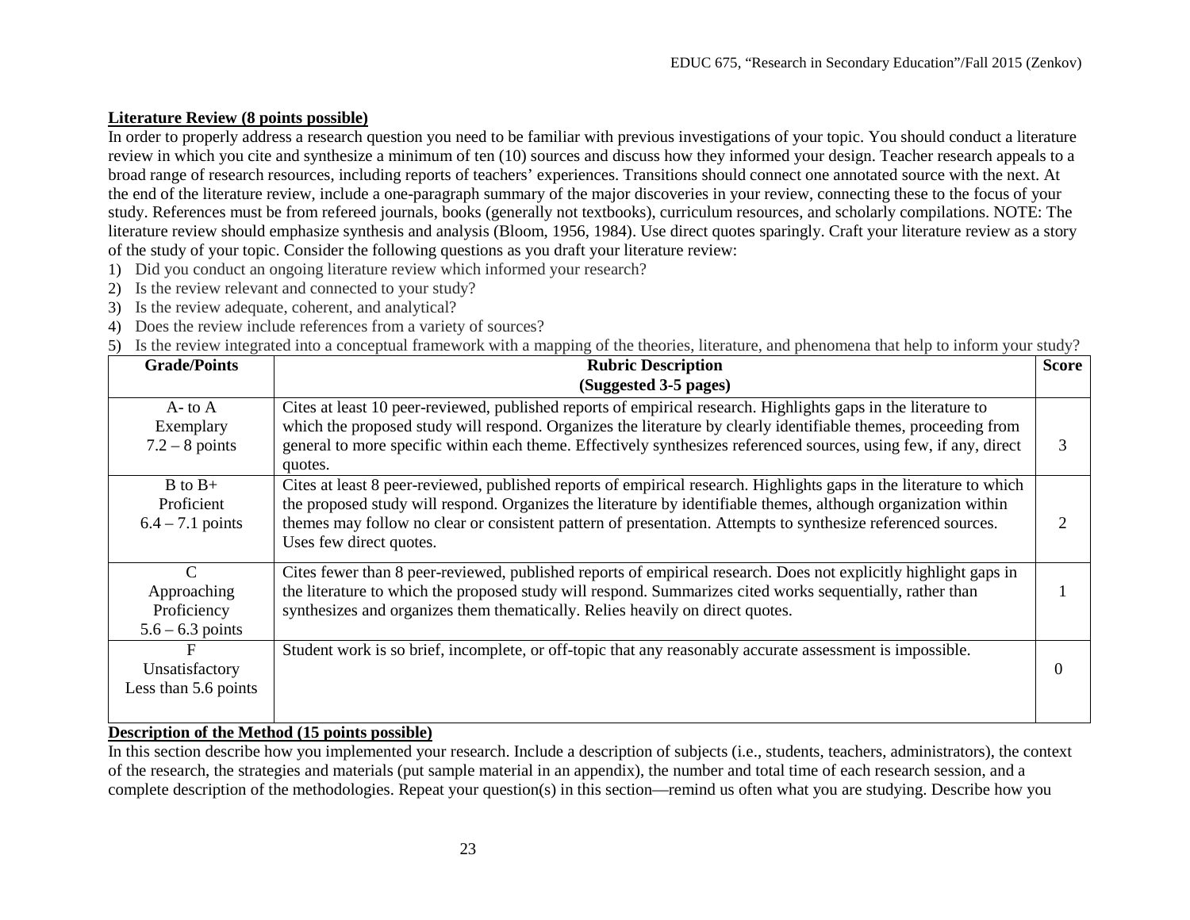**Literature Review (8 points possible)**

In order to properly address a research question you need to be familiar with previous investigations of your topic. You should conduct a literature review in which you cite and synthesize a minimum of ten (10) sources and discuss how they informed your design. Teacher research appeals to a broad range of research resources, including reports of teachers' experiences. Transitions should connect one annotated source with the next. At the end of the literature review, include a one-paragraph summary of the major discoveries in your review, connecting these to the focus of your study. References must be from refereed journals, books (generally not textbooks), curriculum resources, and scholarly compilations. NOTE: The literature review should emphasize synthesis and analysis (Bloom, 1956, 1984). Use direct quotes sparingly. Craft your literature review as a story of the study of your topic. Consider the following questions as you draft your literature review:

1) Did you conduct an ongoing literature review which informed your research?
2) Is the review relevant and connected to your study?
3) Is the review adequate, coherent, and analytical?
4) Does the review include references from a variety of sources?
5) Is the review integrated into a conceptual framework with a mapping of the theories, literature, and phenomena that help to inform your study?

| Grade/Points | Rubric Description (Suggested 3-5 pages) | Score |
|---|---|---|
| A- to A<br>Exemplary<br>7.2 – 8 points | Cites at least 10 peer-reviewed, published reports of empirical research. Highlights gaps in the literature to which the proposed study will respond. Organizes the literature by clearly identifiable themes, proceeding from general to more specific within each theme. Effectively synthesizes referenced sources, using few, if any, direct quotes. | 3 |
| B to B+<br>Proficient<br>6.4 – 7.1 points | Cites at least 8 peer-reviewed, published reports of empirical research. Highlights gaps in the literature to which the proposed study will respond. Organizes the literature by identifiable themes, although organization within themes may follow no clear or consistent pattern of presentation. Attempts to synthesize referenced sources. Uses few direct quotes. | 2 |
| C<br>Approaching Proficiency<br>5.6 – 6.3 points | Cites fewer than 8 peer-reviewed, published reports of empirical research. Does not explicitly highlight gaps in the literature to which the proposed study will respond. Summarizes cited works sequentially, rather than synthesizes and organizes them thematically. Relies heavily on direct quotes. | 1 |
| F<br>Unsatisfactory<br>Less than 5.6 points | Student work is so brief, incomplete, or off-topic that any reasonably accurate assessment is impossible. | 0 |

**Description of the Method (15 points possible)**

In this section describe how you implemented your research. Include a description of subjects (i.e., students, teachers, administrators), the context of the research, the strategies and materials (put sample material in an appendix), the number and total time of each research session, and a complete description of the methodologies. Repeat your question(s) in this section—remind us often what you are studying. Describe how you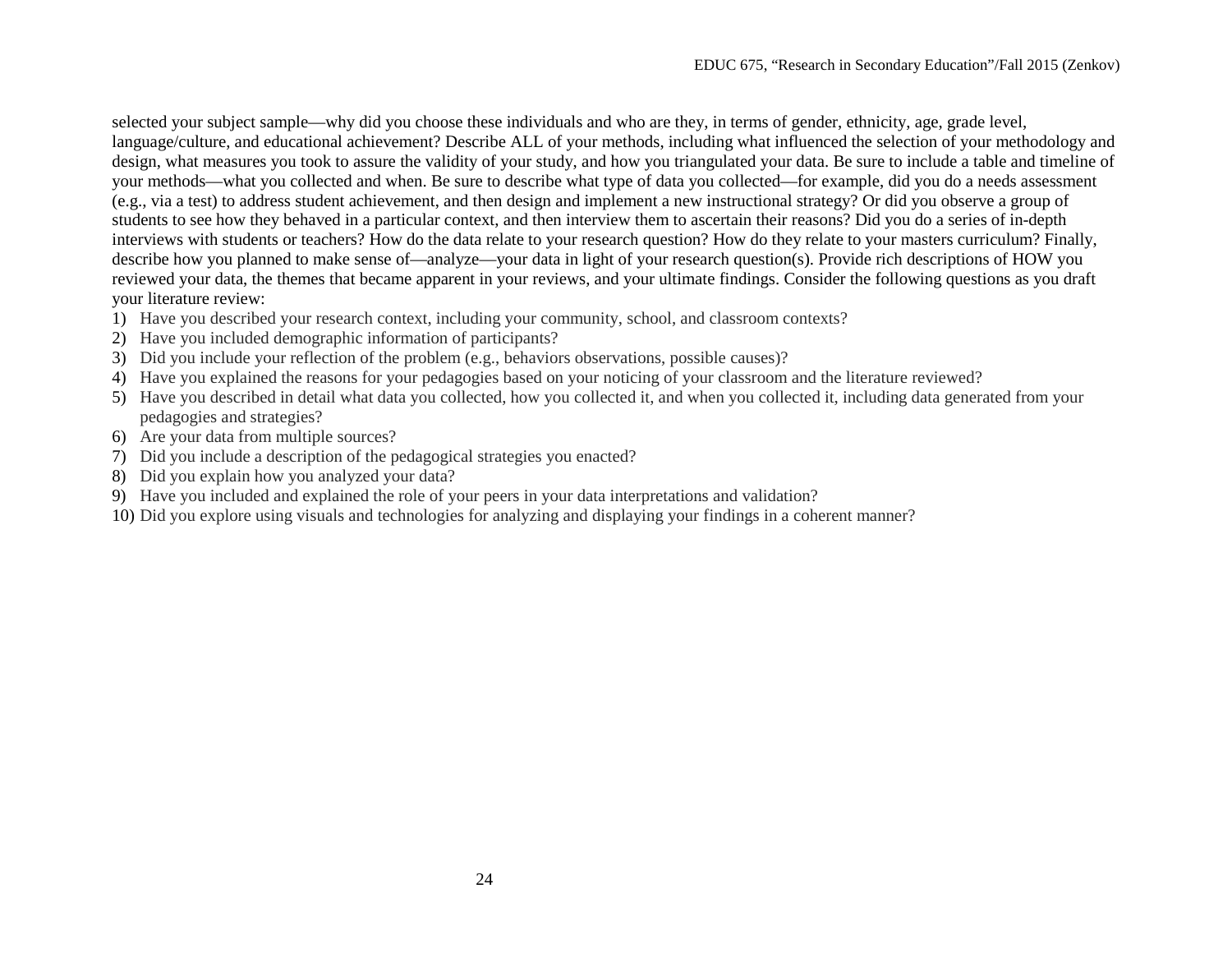selected your subject sample—why did you choose these individuals and who are they, in terms of gender, ethnicity, age, grade level, language/culture, and educational achievement? Describe ALL of your methods, including what influenced the selection of your methodology and design, what measures you took to assure the validity of your study, and how you triangulated your data. Be sure to include a table and timeline of your methods—what you collected and when. Be sure to describe what type of data you collected—for example, did you do a needs assessment (e.g., via a test) to address student achievement, and then design and implement a new instructional strategy? Or did you observe a group of students to see how they behaved in a particular context, and then interview them to ascertain their reasons? Did you do a series of in-depth interviews with students or teachers? How do the data relate to your research question? How do they relate to your masters curriculum? Finally, describe how you planned to make sense of—analyze—your data in light of your research question(s). Provide rich descriptions of HOW you reviewed your data, the themes that became apparent in your reviews, and your ultimate findings. Consider the following questions as you draft your literature review:

1) Have you described your research context, including your community, school, and classroom contexts?
2) Have you included demographic information of participants?
3) Did you include your reflection of the problem (e.g., behaviors observations, possible causes)?
4) Have you explained the reasons for your pedagogies based on your noticing of your classroom and the literature reviewed?
5) Have you described in detail what data you collected, how you collected it, and when you collected it, including data generated from your pedagogies and strategies?
6) Are your data from multiple sources?
7) Did you include a description of the pedagogical strategies you enacted?
8) Did you explain how you analyzed your data?
9) Have you included and explained the role of your peers in your data interpretations and validation?
10) Did you explore using visuals and technologies for analyzing and displaying your findings in a coherent manner?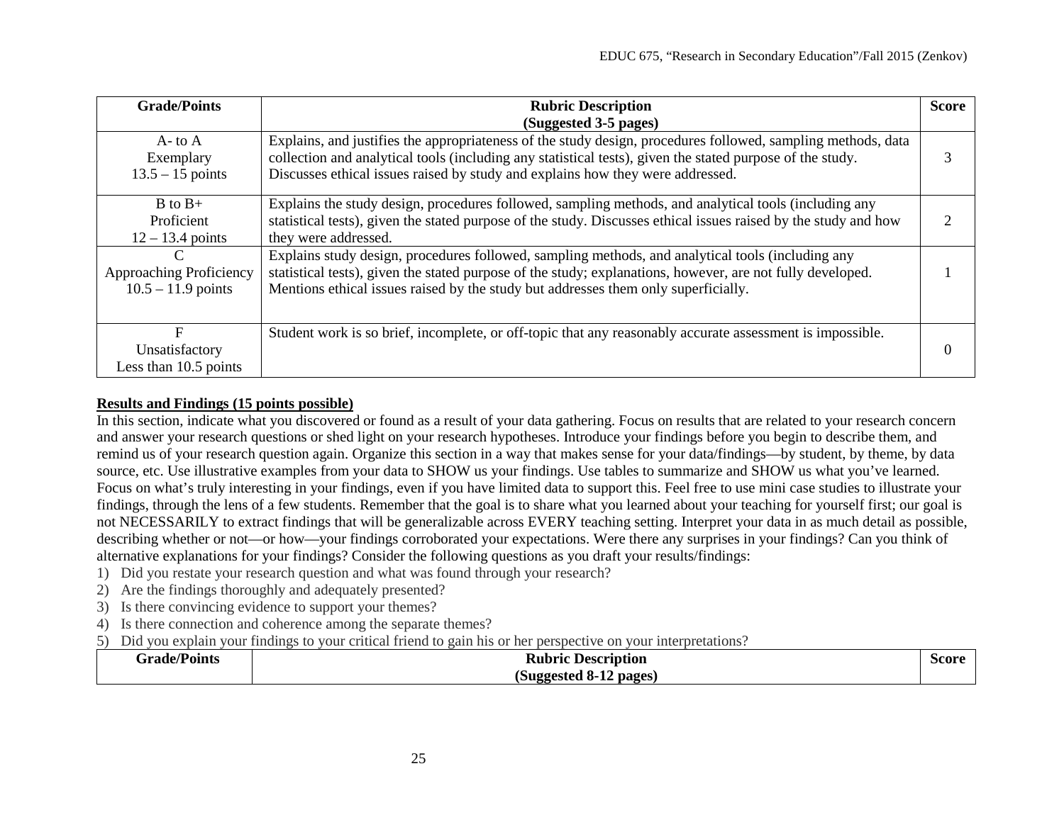| Grade/Points | Rubric Description (Suggested 3-5 pages) | Score |
|---|---|---|
| A- to A<br>Exemplary<br>13.5 – 15 points | Explains, and justifies the appropriateness of the study design, procedures followed, sampling methods, data collection and analytical tools (including any statistical tests), given the stated purpose of the study. Discusses ethical issues raised by study and explains how they were addressed. | 3 |
| B to B+<br>Proficient<br>12 – 13.4 points | Explains the study design, procedures followed, sampling methods, and analytical tools (including any statistical tests), given the stated purpose of the study. Discusses ethical issues raised by the study and how they were addressed. | 2 |
| C<br>Approaching Proficiency<br>10.5 – 11.9 points | Explains study design, procedures followed, sampling methods, and analytical tools (including any statistical tests), given the stated purpose of the study; explanations, however, are not fully developed. Mentions ethical issues raised by the study but addresses them only superficially. | 1 |
| F<br>Unsatisfactory<br>Less than 10.5 points | Student work is so brief, incomplete, or off-topic that any reasonably accurate assessment is impossible. | 0 |

**Results and Findings (15 points possible)**

In this section, indicate what you discovered or found as a result of your data gathering. Focus on results that are related to your research concern and answer your research questions or shed light on your research hypotheses. Introduce your findings before you begin to describe them, and remind us of your research question again. Organize this section in a way that makes sense for your data/findings—by student, by theme, by data source, etc. Use illustrative examples from your data to SHOW us your findings. Use tables to summarize and SHOW us what you've learned. Focus on what's truly interesting in your findings, even if you have limited data to support this. Feel free to use mini case studies to illustrate your findings, through the lens of a few students. Remember that the goal is to share what you learned about your teaching for yourself first; our goal is not NECESSARILY to extract findings that will be generalizable across EVERY teaching setting. Interpret your data in as much detail as possible, describing whether or not—or how—your findings corroborated your expectations. Were there any surprises in your findings? Can you think of alternative explanations for your findings? Consider the following questions as you draft your results/findings:

1) Did you restate your research question and what was found through your research?
2) Are the findings thoroughly and adequately presented?
3) Is there convincing evidence to support your themes?
4) Is there connection and coherence among the separate themes?
5) Did you explain your findings to your critical friend to gain his or her perspective on your interpretations?

| Grade/Points | Rubric Description (Suggested 8-12 pages) | Score |
|---|---|---|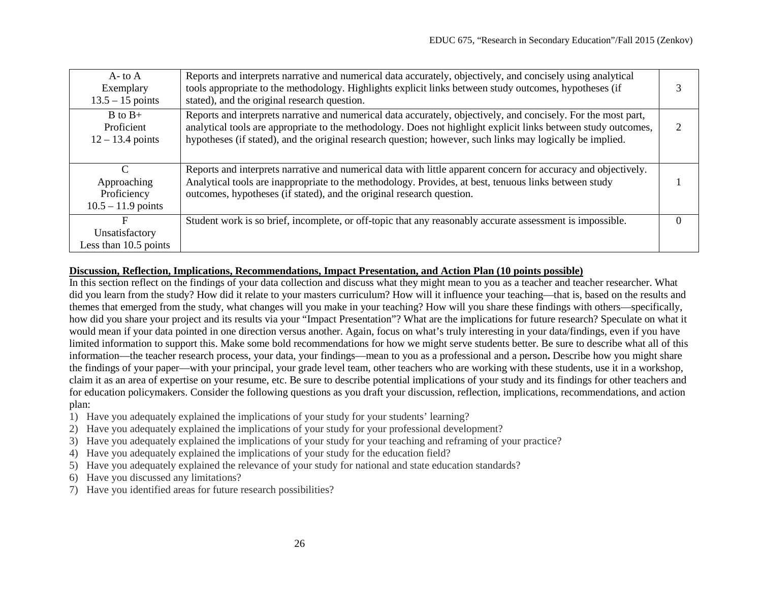| A- to A<br>Exemplary<br>13.5 – 15 points | Reports and interprets narrative and numerical data accurately, objectively, and concisely using analytical tools appropriate to the methodology. Highlights explicit links between study outcomes, hypotheses (if stated), and the original research question. | 3 |
|---|---|---|
| B to B+<br>Proficient<br>12 – 13.4 points | Reports and interprets narrative and numerical data accurately, objectively, and concisely. For the most part, analytical tools are appropriate to the methodology. Does not highlight explicit links between study outcomes, hypotheses (if stated), and the original research question; however, such links may logically be implied. | 2 |
| C<br>Approaching<br>Proficiency<br>10.5 – 11.9 points | Reports and interprets narrative and numerical data with little apparent concern for accuracy and objectively. Analytical tools are inappropriate to the methodology. Provides, at best, tenuous links between study outcomes, hypotheses (if stated), and the original research question. | 1 |
| F<br>Unsatisfactory<br>Less than 10.5 points | Student work is so brief, incomplete, or off-topic that any reasonably accurate assessment is impossible. | 0 |

**Discussion, Reflection, Implications, Recommendations, Impact Presentation, and Action Plan (10 points possible)**

In this section reflect on the findings of your data collection and discuss what they might mean to you as a teacher and teacher researcher. What did you learn from the study? How did it relate to your masters curriculum? How will it influence your teaching—that is, based on the results and themes that emerged from the study, what changes will you make in your teaching? How will you share these findings with others—specifically, how did you share your project and its results via your "Impact Presentation"? What are the implications for future research? Speculate on what it would mean if your data pointed in one direction versus another. Again, focus on what's truly interesting in your data/findings, even if you have limited information to support this. Make some bold recommendations for how we might serve students better. Be sure to describe what all of this information—the teacher research process, your data, your findings—mean to you as a professional and a person**.** Describe how you might share the findings of your paper—with your principal, your grade level team, other teachers who are working with these students, use it in a workshop, claim it as an area of expertise on your resume, etc. Be sure to describe potential implications of your study and its findings for other teachers and for education policymakers. Consider the following questions as you draft your discussion, reflection, implications, recommendations, and action plan:

1) Have you adequately explained the implications of your study for your students' learning?
2) Have you adequately explained the implications of your study for your professional development?
3) Have you adequately explained the implications of your study for your teaching and reframing of your practice?
4) Have you adequately explained the implications of your study for the education field?
5) Have you adequately explained the relevance of your study for national and state education standards?
6) Have you discussed any limitations?
7) Have you identified areas for future research possibilities?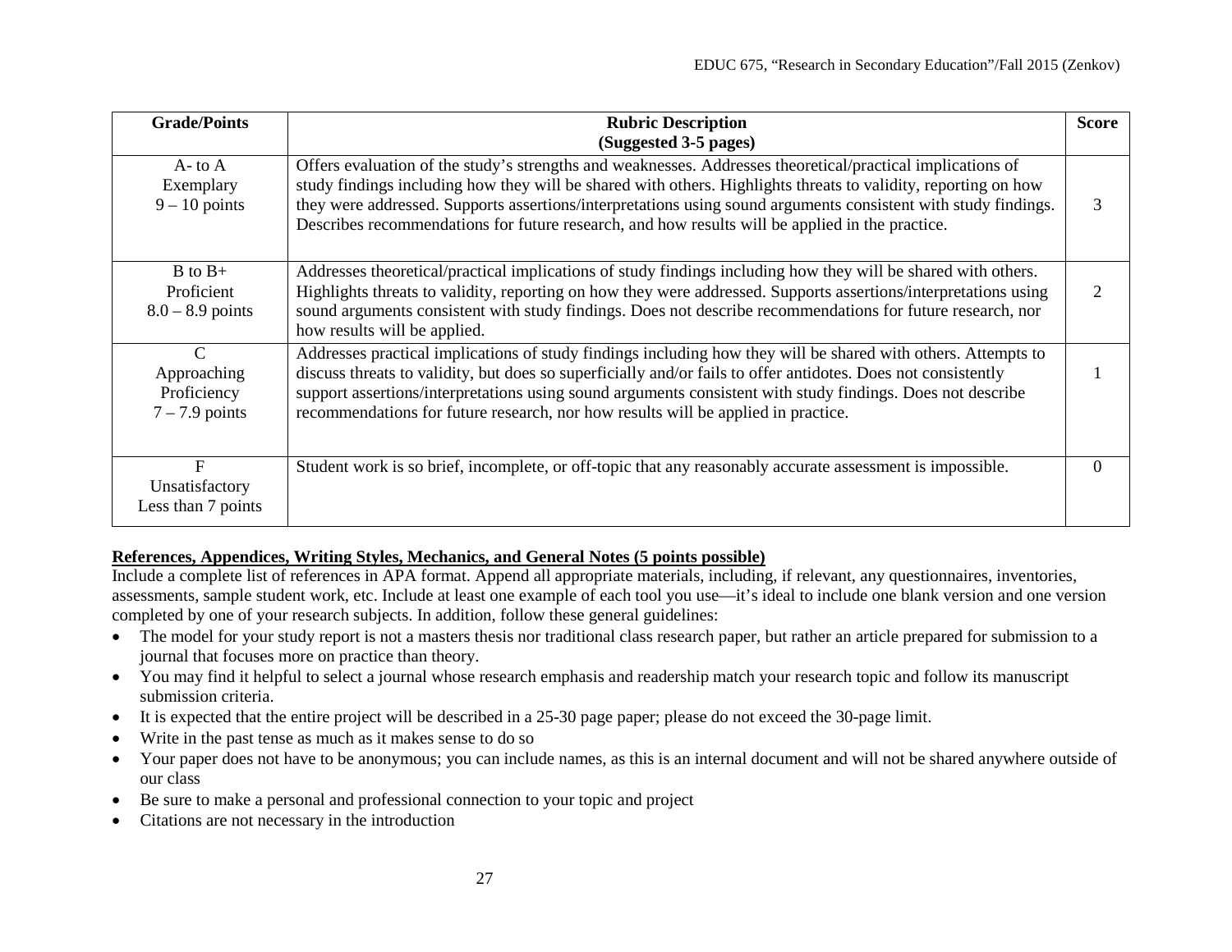| Grade/Points | Rubric Description (Suggested 3-5 pages) | Score |
|---|---|---|
| A- to A Exemplary 9 – 10 points | Offers evaluation of the study's strengths and weaknesses. Addresses theoretical/practical implications of study findings including how they will be shared with others. Highlights threats to validity, reporting on how they were addressed. Supports assertions/interpretations using sound arguments consistent with study findings. Describes recommendations for future research, and how results will be applied in the practice. | 3 |
| B to B+ Proficient 8.0 – 8.9 points | Addresses theoretical/practical implications of study findings including how they will be shared with others. Highlights threats to validity, reporting on how they were addressed. Supports assertions/interpretations using sound arguments consistent with study findings. Does not describe recommendations for future research, nor how results will be applied. | 2 |
| C Approaching Proficiency 7 – 7.9 points | Addresses practical implications of study findings including how they will be shared with others. Attempts to discuss threats to validity, but does so superficially and/or fails to offer antidotes. Does not consistently support assertions/interpretations using sound arguments consistent with study findings. Does not describe recommendations for future research, nor how results will be applied in practice. | 1 |
| F Unsatisfactory Less than 7 points | Student work is so brief, incomplete, or off-topic that any reasonably accurate assessment is impossible. | 0 |

**References, Appendices, Writing Styles, Mechanics, and General Notes (5 points possible)**

Include a complete list of references in APA format. Append all appropriate materials, including, if relevant, any questionnaires, inventories, assessments, sample student work, etc. Include at least one example of each tool you use—it's ideal to include one blank version and one version completed by one of your research subjects. In addition, follow these general guidelines:

- The model for your study report is not a masters thesis nor traditional class research paper, but rather an article prepared for submission to a journal that focuses more on practice than theory.
- You may find it helpful to select a journal whose research emphasis and readership match your research topic and follow its manuscript submission criteria.
- It is expected that the entire project will be described in a 25-30 page paper; please do not exceed the 30-page limit.
- Write in the past tense as much as it makes sense to do so
- Your paper does not have to be anonymous; you can include names, as this is an internal document and will not be shared anywhere outside of our class
- Be sure to make a personal and professional connection to your topic and project
- Citations are not necessary in the introduction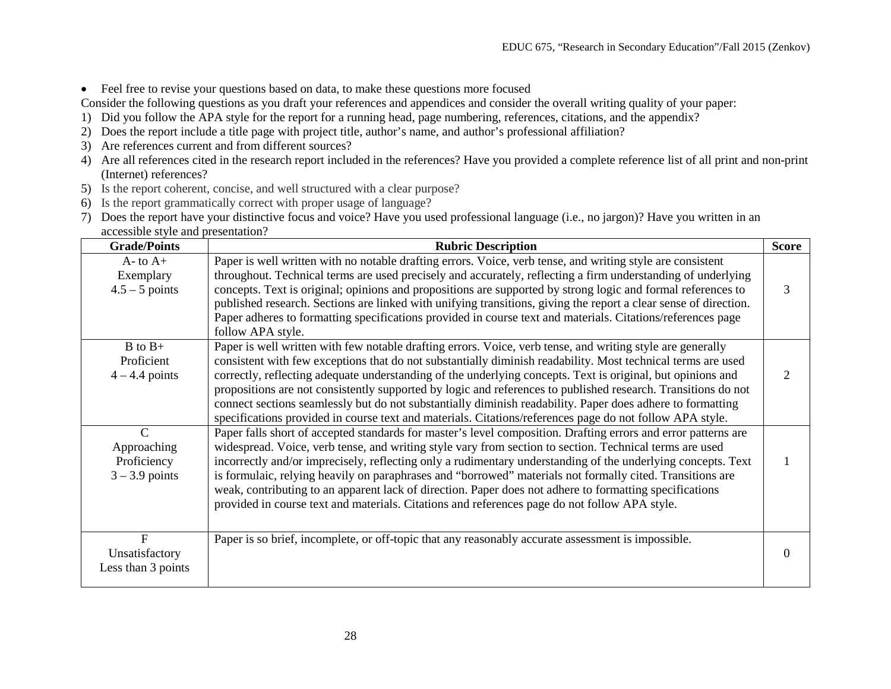- Feel free to revise your questions based on data, to make these questions more focused

Consider the following questions as you draft your references and appendices and consider the overall writing quality of your paper:

1) Did you follow the APA style for the report for a running head, page numbering, references, citations, and the appendix?
2) Does the report include a title page with project title, author's name, and author's professional affiliation?
3) Are references current and from different sources?
4) Are all references cited in the research report included in the references? Have you provided a complete reference list of all print and non-print (Internet) references?
5) Is the report coherent, concise, and well structured with a clear purpose?
6) Is the report grammatically correct with proper usage of language?
7) Does the report have your distinctive focus and voice? Have you used professional language (i.e., no jargon)? Have you written in an accessible style and presentation?

| Grade/Points | Rubric Description | Score |
|---|---|---|
| A- to A+<br>Exemplary<br>4.5 – 5 points | Paper is well written with no notable drafting errors. Voice, verb tense, and writing style are consistent throughout. Technical terms are used precisely and accurately, reflecting a firm understanding of underlying concepts. Text is original; opinions and propositions are supported by strong logic and formal references to published research. Sections are linked with unifying transitions, giving the report a clear sense of direction. Paper adheres to formatting specifications provided in course text and materials. Citations/references page follow APA style. | 3 |
| B to B+<br>Proficient<br>4 – 4.4 points | Paper is well written with few notable drafting errors. Voice, verb tense, and writing style are generally consistent with few exceptions that do not substantially diminish readability. Most technical terms are used correctly, reflecting adequate understanding of the underlying concepts. Text is original, but opinions and propositions are not consistently supported by logic and references to published research. Transitions do not connect sections seamlessly but do not substantially diminish readability. Paper does adhere to formatting specifications provided in course text and materials. Citations/references page do not follow APA style. | 2 |
| C<br>Approaching Proficiency<br>3 – 3.9 points | Paper falls short of accepted standards for master's level composition. Drafting errors and error patterns are widespread. Voice, verb tense, and writing style vary from section to section. Technical terms are used incorrectly and/or imprecisely, reflecting only a rudimentary understanding of the underlying concepts. Text is formulaic, relying heavily on paraphrases and "borrowed" materials not formally cited. Transitions are weak, contributing to an apparent lack of direction. Paper does not adhere to formatting specifications provided in course text and materials. Citations and references page do not follow APA style. | 1 |
| F<br>Unsatisfactory<br>Less than 3 points | Paper is so brief, incomplete, or off-topic that any reasonably accurate assessment is impossible. | 0 |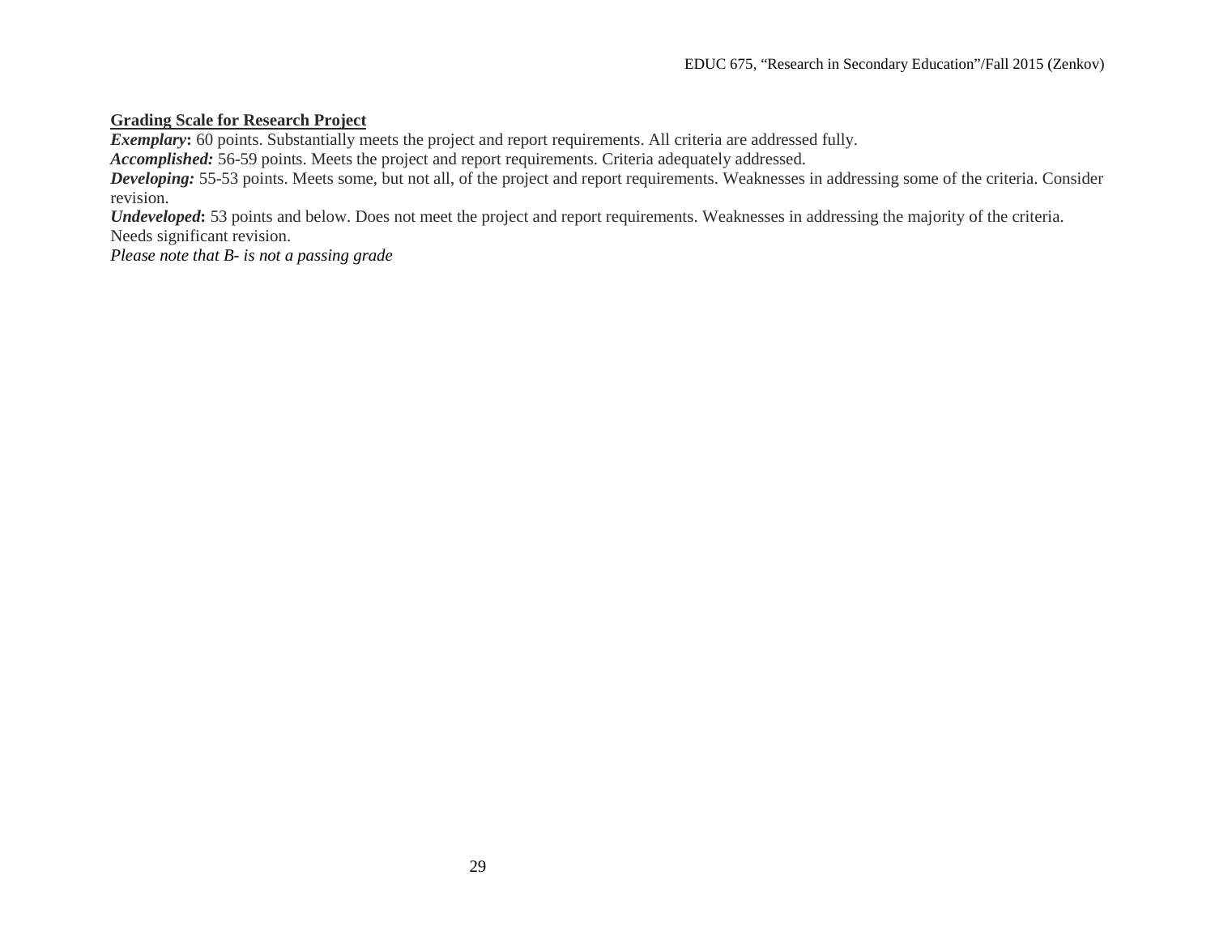**Grading Scale for Research Project**

***Exemplary*****:** 60 points. Substantially meets the project and report requirements. All criteria are addressed fully.

***Accomplished:*** 56-59 points. Meets the project and report requirements. Criteria adequately addressed.

***Developing:*** 55-53 points. Meets some, but not all, of the project and report requirements. Weaknesses in addressing some of the criteria. Consider revision.

***Undeveloped*****:** 53 points and below. Does not meet the project and report requirements. Weaknesses in addressing the majority of the criteria. Needs significant revision.

*Please note that B- is not a passing grade*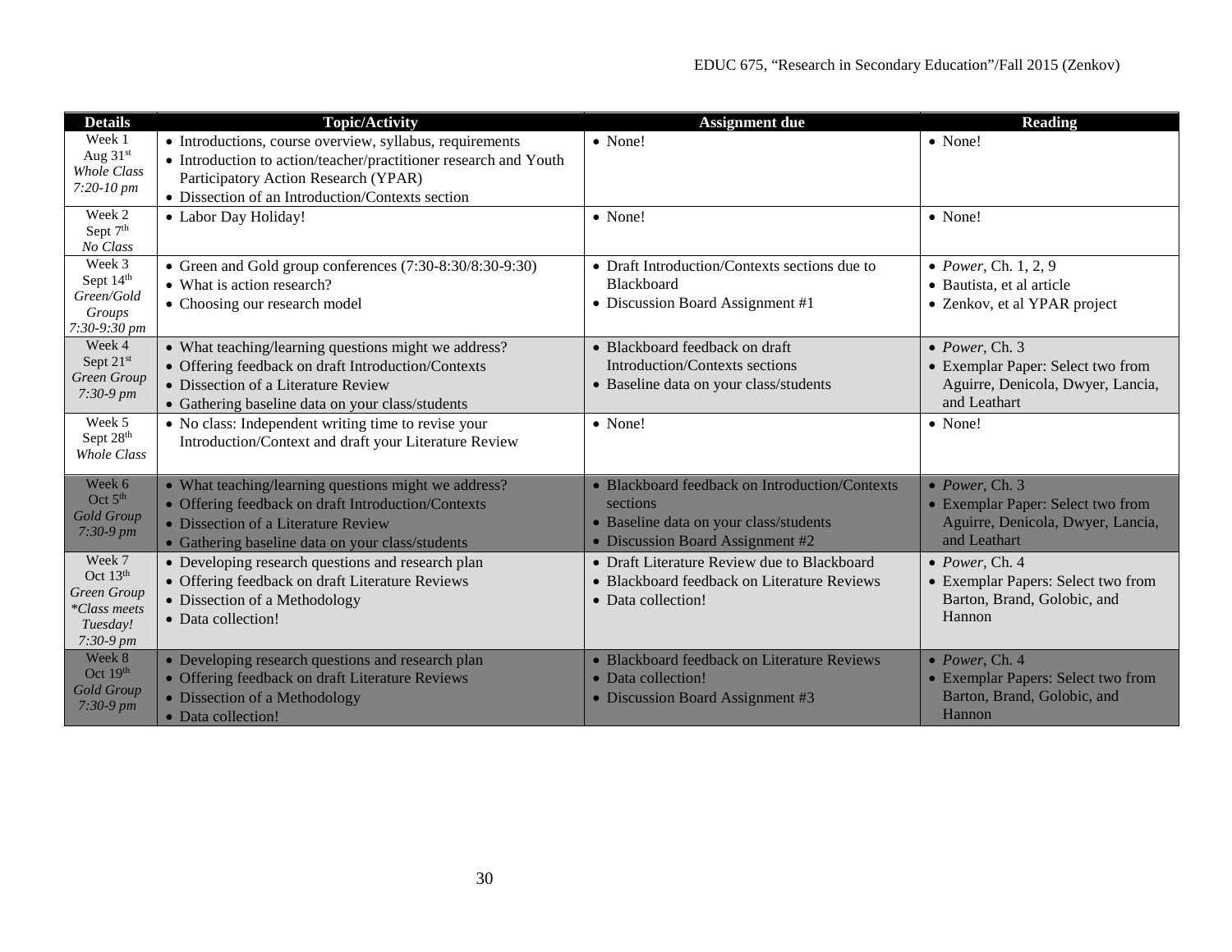| Details | Topic/Activity | Assignment due | Reading |
|---|---|---|---|
| Week 1<br>Aug 31st<br>*Whole Class*<br>*7:20-10 pm* | • Introductions, course overview, syllabus, requirements<br>• Introduction to action/teacher/practitioner research and Youth Participatory Action Research (YPAR)<br>• Dissection of an Introduction/Contexts section | • None! | • None! |
| Week 2<br>Sept 7th<br>*No Class* | • Labor Day Holiday! | • None! | • None! |
| Week 3<br>Sept 14th<br>*Green/Gold Groups*<br>*7:30-9:30 pm* | • Green and Gold group conferences (7:30-8:30/8:30-9:30)<br>• What is action research?<br>• Choosing our research model | • Draft Introduction/Contexts sections due to Blackboard<br>• Discussion Board Assignment #1 | • *Power*, Ch. 1, 2, 9<br>• Bautista, et al article<br>• Zenkov, et al YPAR project |
| Week 4<br>Sept 21st<br>*Green Group*<br>*7:30-9 pm* | • What teaching/learning questions might we address?<br>• Offering feedback on draft Introduction/Contexts<br>• Dissection of a Literature Review<br>• Gathering baseline data on your class/students | • Blackboard feedback on draft Introduction/Contexts sections<br>• Baseline data on your class/students | • *Power*, Ch. 3<br>• Exemplar Paper: Select two from Aguirre, Denicola, Dwyer, Lancia, and Leathart |
| Week 5<br>Sept 28th<br>*Whole Class* | • No class: Independent writing time to revise your Introduction/Context and draft your Literature Review | • None! | • None! |
| Week 6<br>Oct 5th<br>*Gold Group*<br>*7:30-9 pm* | • What teaching/learning questions might we address?<br>• Offering feedback on draft Introduction/Contexts<br>• Dissection of a Literature Review<br>• Gathering baseline data on your class/students | • Blackboard feedback on Introduction/Contexts sections<br>• Baseline data on your class/students<br>• Discussion Board Assignment #2 | • *Power*, Ch. 3<br>• Exemplar Paper: Select two from Aguirre, Denicola, Dwyer, Lancia, and Leathart |
| Week 7<br>Oct 13th<br>*Green Group*<br>*\*Class meets Tuesday!*<br>*7:30-9 pm* | • Developing research questions and research plan<br>• Offering feedback on draft Literature Reviews<br>• Dissection of a Methodology<br>• Data collection! | • Draft Literature Review due to Blackboard<br>• Blackboard feedback on Literature Reviews<br>• Data collection! | • *Power*, Ch. 4<br>• Exemplar Papers: Select two from Barton, Brand, Golobic, and Hannon |
| Week 8<br>Oct 19th<br>*Gold Group*<br>*7:30-9 pm* | • Developing research questions and research plan<br>• Offering feedback on draft Literature Reviews<br>• Dissection of a Methodology<br>• Data collection! | • Blackboard feedback on Literature Reviews<br>• Data collection!<br>• Discussion Board Assignment #3 | • *Power*, Ch. 4<br>• Exemplar Papers: Select two from Barton, Brand, Golobic, and Hannon |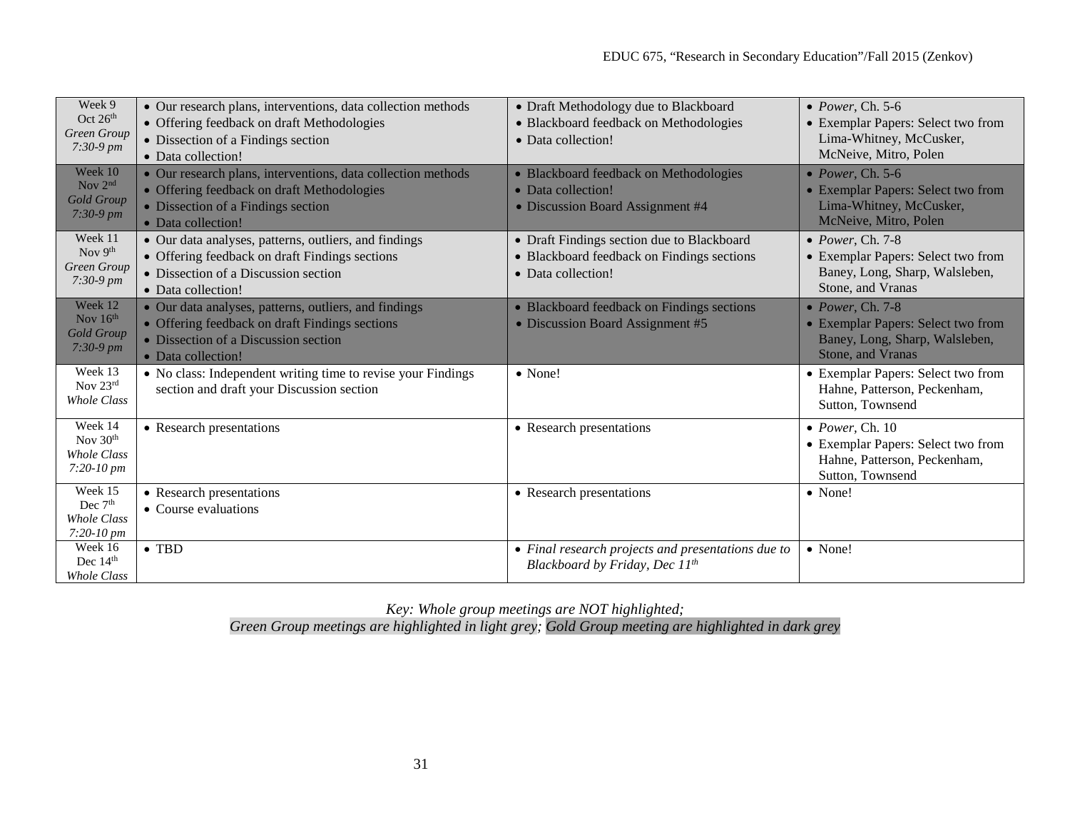| | | | |
|---|---|---|---|
| Week 9<br>Oct 26th<br>*Green Group*<br>*7:30-9 pm* | • Our research plans, interventions, data collection methods<br>• Offering feedback on draft Methodologies<br>• Dissection of a Findings section<br>• Data collection! | • Draft Methodology due to Blackboard<br>• Blackboard feedback on Methodologies<br>• Data collection! | • *Power*, Ch. 5-6<br>• Exemplar Papers: Select two from Lima-Whitney, McCusker, McNeive, Mitro, Polen |
| Week 10<br>Nov 2nd<br>*Gold Group*<br>*7:30-9 pm* | • Our research plans, interventions, data collection methods<br>• Offering feedback on draft Methodologies<br>• Dissection of a Findings section<br>• Data collection! | • Blackboard feedback on Methodologies<br>• Data collection!<br>• Discussion Board Assignment #4 | • *Power*, Ch. 5-6<br>• Exemplar Papers: Select two from Lima-Whitney, McCusker, McNeive, Mitro, Polen |
| Week 11<br>Nov 9th<br>*Green Group*<br>*7:30-9 pm* | • Our data analyses, patterns, outliers, and findings<br>• Offering feedback on draft Findings sections<br>• Dissection of a Discussion section<br>• Data collection! | • Draft Findings section due to Blackboard<br>• Blackboard feedback on Findings sections<br>• Data collection! | • *Power*, Ch. 7-8<br>• Exemplar Papers: Select two from Baney, Long, Sharp, Walsleben, Stone, and Vranas |
| Week 12<br>Nov 16th<br>*Gold Group*<br>*7:30-9 pm* | • Our data analyses, patterns, outliers, and findings<br>• Offering feedback on draft Findings sections<br>• Dissection of a Discussion section<br>• Data collection! | • Blackboard feedback on Findings sections<br>• Discussion Board Assignment #5 | • *Power*, Ch. 7-8<br>• Exemplar Papers: Select two from Baney, Long, Sharp, Walsleben, Stone, and Vranas |
| Week 13<br>Nov 23rd<br>*Whole Class* | • No class: Independent writing time to revise your Findings section and draft your Discussion section | • None! | • Exemplar Papers: Select two from Hahne, Patterson, Peckenham, Sutton, Townsend |
| Week 14<br>Nov 30th<br>*Whole Class*<br>*7:20-10 pm* | • Research presentations | • Research presentations | • *Power*, Ch. 10<br>• Exemplar Papers: Select two from Hahne, Patterson, Peckenham, Sutton, Townsend |
| Week 15<br>Dec 7th<br>*Whole Class*<br>*7:20-10 pm* | • Research presentations<br>• Course evaluations | • Research presentations | • None! |
| Week 16<br>Dec 14th<br>*Whole Class* | • TBD | • *Final research projects and presentations due to Blackboard by Friday, Dec 11th* | • None! |

*Key: Whole group meetings are NOT highlighted;*
*Green Group meetings are highlighted in light grey; Gold Group meeting are highlighted in dark grey*